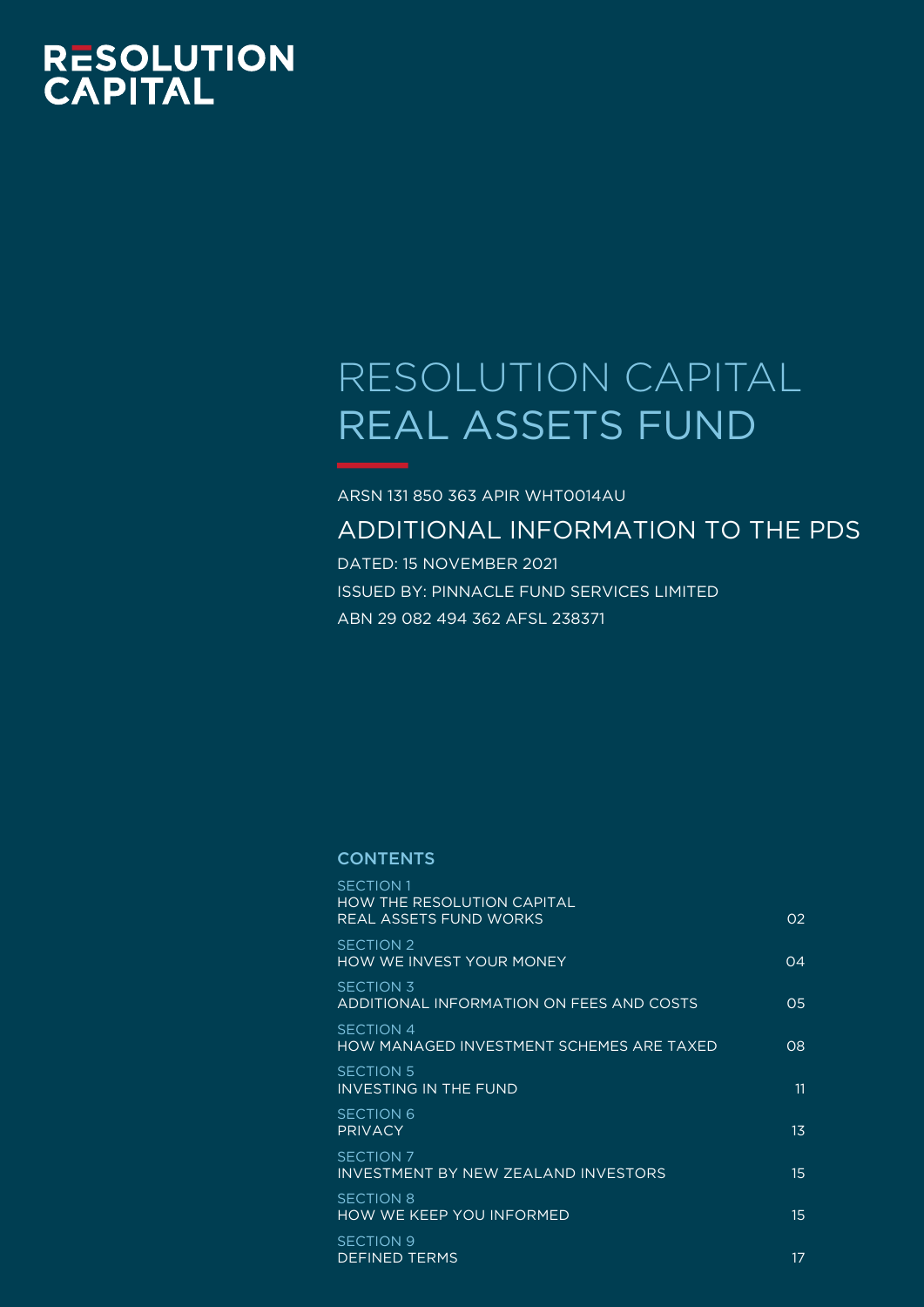RESOLUTION CAPITAL

# RESOLUTION CAPITAL REAL ASSETS FUND

ARSN 131 850 363 APIR WHT0014AU

## ADDITIONAL INFORMATION TO THE PDS

DATED: 15 NOVEMBER 2021

ISSUED BY: PINNACLE FUND SERVICES LIMITED

ABN 29 082 494 362 AFSL 238371

### CONTENTS

| | |
|---|---|
| SECTION 1<br>HOW THE RESOLUTION CAPITAL REAL ASSETS FUND WORKS | 02 |
| SECTION 2<br>HOW WE INVEST YOUR MONEY | 04 |
| SECTION 3<br>ADDITIONAL INFORMATION ON FEES AND COSTS | 05 |
| SECTION 4<br>HOW MANAGED INVESTMENT SCHEMES ARE TAXED | 08 |
| SECTION 5<br>INVESTING IN THE FUND | 11 |
| SECTION 6<br>PRIVACY | 13 |
| SECTION 7<br>INVESTMENT BY NEW ZEALAND INVESTORS | 15 |
| SECTION 8<br>HOW WE KEEP YOU INFORMED | 15 |
| SECTION 9<br>DEFINED TERMS | 17 |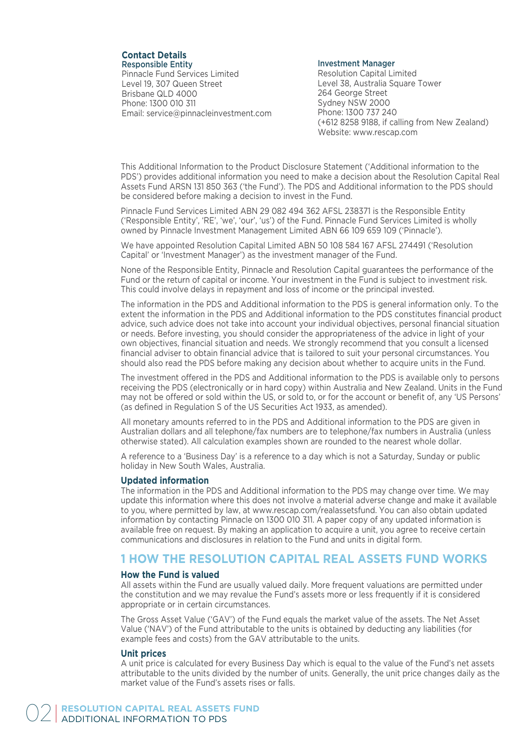## Contact Details

**Responsible Entity**
Pinnacle Fund Services Limited
Level 19, 307 Queen Street
Brisbane QLD 4000
Phone: 1300 010 311
Email: service@pinnacleinvestment.com

**Investment Manager**
Resolution Capital Limited
Level 38, Australia Square Tower
264 George Street
Sydney NSW 2000
Phone: 1300 737 240
(+612 8258 9188, if calling from New Zealand)
Website: www.rescap.com

This Additional Information to the Product Disclosure Statement ('Additional information to the PDS') provides additional information you need to make a decision about the Resolution Capital Real Assets Fund ARSN 131 850 363 ('the Fund'). The PDS and Additional information to the PDS should be considered before making a decision to invest in the Fund.

Pinnacle Fund Services Limited ABN 29 082 494 362 AFSL 238371 is the Responsible Entity ('Responsible Entity', 'RE', 'we', 'our', 'us') of the Fund. Pinnacle Fund Services Limited is wholly owned by Pinnacle Investment Management Limited ABN 66 109 659 109 ('Pinnacle').

We have appointed Resolution Capital Limited ABN 50 108 584 167 AFSL 274491 ('Resolution Capital' or 'Investment Manager') as the investment manager of the Fund.

None of the Responsible Entity, Pinnacle and Resolution Capital guarantees the performance of the Fund or the return of capital or income. Your investment in the Fund is subject to investment risk. This could involve delays in repayment and loss of income or the principal invested.

The information in the PDS and Additional information to the PDS is general information only. To the extent the information in the PDS and Additional information to the PDS constitutes financial product advice, such advice does not take into account your individual objectives, personal financial situation or needs. Before investing, you should consider the appropriateness of the advice in light of your own objectives, financial situation and needs. We strongly recommend that you consult a licensed financial adviser to obtain financial advice that is tailored to suit your personal circumstances. You should also read the PDS before making any decision about whether to acquire units in the Fund.

The investment offered in the PDS and Additional information to the PDS is available only to persons receiving the PDS (electronically or in hard copy) within Australia and New Zealand. Units in the Fund may not be offered or sold within the US, or sold to, or for the account or benefit of, any 'US Persons' (as defined in Regulation S of the US Securities Act 1933, as amended).

All monetary amounts referred to in the PDS and Additional information to the PDS are given in Australian dollars and all telephone/fax numbers are to telephone/fax numbers in Australia (unless otherwise stated). All calculation examples shown are rounded to the nearest whole dollar.

A reference to a 'Business Day' is a reference to a day which is not a Saturday, Sunday or public holiday in New South Wales, Australia.

### Updated information

The information in the PDS and Additional information to the PDS may change over time. We may update this information where this does not involve a material adverse change and make it available to you, where permitted by law, at www.rescap.com/realassetsfund. You can also obtain updated information by contacting Pinnacle on 1300 010 311. A paper copy of any updated information is available free on request. By making an application to acquire a unit, you agree to receive certain communications and disclosures in relation to the Fund and units in digital form.

## 1 HOW THE RESOLUTION CAPITAL REAL ASSETS FUND WORKS

### How the Fund is valued

All assets within the Fund are usually valued daily. More frequent valuations are permitted under the constitution and we may revalue the Fund's assets more or less frequently if it is considered appropriate or in certain circumstances.

The Gross Asset Value ('GAV') of the Fund equals the market value of the assets. The Net Asset Value ('NAV') of the Fund attributable to the units is obtained by deducting any liabilities (for example fees and costs) from the GAV attributable to the units.

### Unit prices

A unit price is calculated for every Business Day which is equal to the value of the Fund's net assets attributable to the units divided by the number of units. Generally, the unit price changes daily as the market value of the Fund's assets rises or falls.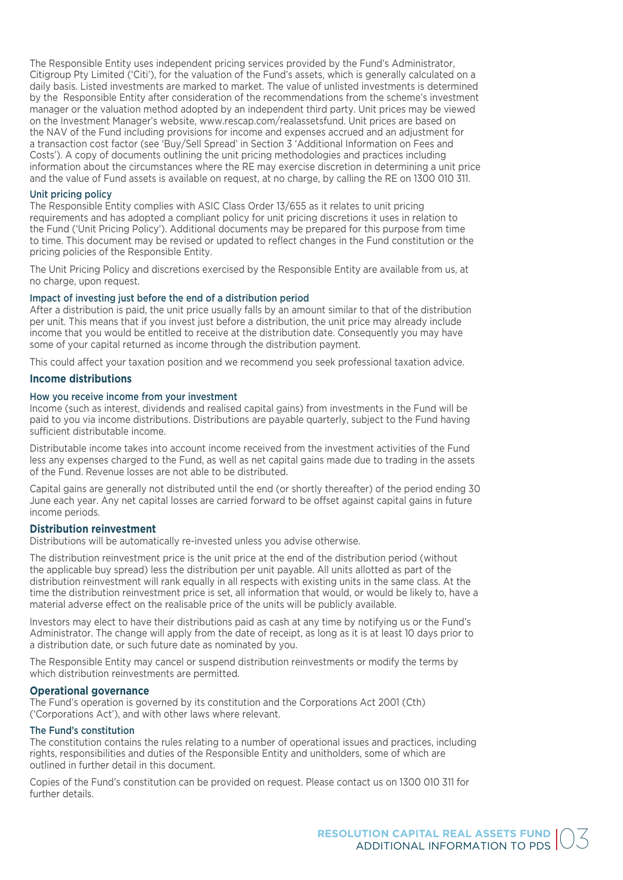The Responsible Entity uses independent pricing services provided by the Fund's Administrator, Citigroup Pty Limited ('Citi'), for the valuation of the Fund's assets, which is generally calculated on a daily basis. Listed investments are marked to market. The value of unlisted investments is determined by the Responsible Entity after consideration of the recommendations from the scheme's investment manager or the valuation method adopted by an independent third party. Unit prices may be viewed on the Investment Manager's website, www.rescap.com/realassetsfund. Unit prices are based on the NAV of the Fund including provisions for income and expenses accrued and an adjustment for a transaction cost factor (see 'Buy/Sell Spread' in Section 3 'Additional Information on Fees and Costs'). A copy of documents outlining the unit pricing methodologies and practices including information about the circumstances where the RE may exercise discretion in determining a unit price and the value of Fund assets is available on request, at no charge, by calling the RE on 1300 010 311.

### Unit pricing policy

The Responsible Entity complies with ASIC Class Order 13/655 as it relates to unit pricing requirements and has adopted a compliant policy for unit pricing discretions it uses in relation to the Fund ('Unit Pricing Policy'). Additional documents may be prepared for this purpose from time to time. This document may be revised or updated to reflect changes in the Fund constitution or the pricing policies of the Responsible Entity.

The Unit Pricing Policy and discretions exercised by the Responsible Entity are available from us, at no charge, upon request.

### Impact of investing just before the end of a distribution period

After a distribution is paid, the unit price usually falls by an amount similar to that of the distribution per unit. This means that if you invest just before a distribution, the unit price may already include income that you would be entitled to receive at the distribution date. Consequently you may have some of your capital returned as income through the distribution payment.

This could affect your taxation position and we recommend you seek professional taxation advice.

## Income distributions

### How you receive income from your investment

Income (such as interest, dividends and realised capital gains) from investments in the Fund will be paid to you via income distributions. Distributions are payable quarterly, subject to the Fund having sufficient distributable income.

Distributable income takes into account income received from the investment activities of the Fund less any expenses charged to the Fund, as well as net capital gains made due to trading in the assets of the Fund. Revenue losses are not able to be distributed.

Capital gains are generally not distributed until the end (or shortly thereafter) of the period ending 30 June each year. Any net capital losses are carried forward to be offset against capital gains in future income periods.

## Distribution reinvestment

Distributions will be automatically re-invested unless you advise otherwise.

The distribution reinvestment price is the unit price at the end of the distribution period (without the applicable buy spread) less the distribution per unit payable. All units allotted as part of the distribution reinvestment will rank equally in all respects with existing units in the same class. At the time the distribution reinvestment price is set, all information that would, or would be likely to, have a material adverse effect on the realisable price of the units will be publicly available.

Investors may elect to have their distributions paid as cash at any time by notifying us or the Fund's Administrator. The change will apply from the date of receipt, as long as it is at least 10 days prior to a distribution date, or such future date as nominated by you.

The Responsible Entity may cancel or suspend distribution reinvestments or modify the terms by which distribution reinvestments are permitted.

## Operational governance

The Fund's operation is governed by its constitution and the Corporations Act 2001 (Cth) ('Corporations Act'), and with other laws where relevant.

### The Fund's constitution

The constitution contains the rules relating to a number of operational issues and practices, including rights, responsibilities and duties of the Responsible Entity and unitholders, some of which are outlined in further detail in this document.

Copies of the Fund's constitution can be provided on request. Please contact us on 1300 010 311 for further details.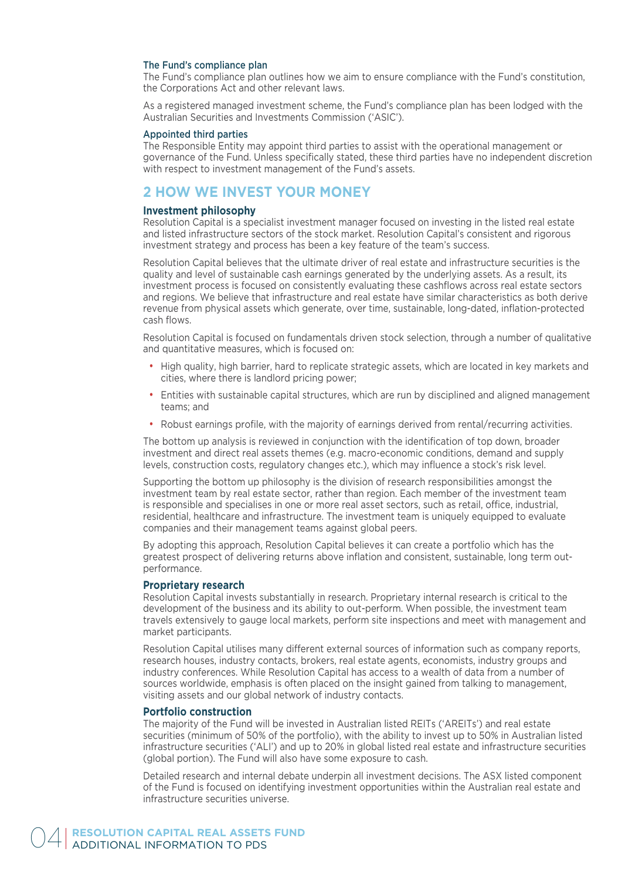### The Fund's compliance plan

The Fund's compliance plan outlines how we aim to ensure compliance with the Fund's constitution, the Corporations Act and other relevant laws.

As a registered managed investment scheme, the Fund's compliance plan has been lodged with the Australian Securities and Investments Commission ('ASIC').

### Appointed third parties

The Responsible Entity may appoint third parties to assist with the operational management or governance of the Fund. Unless specifically stated, these third parties have no independent discretion with respect to investment management of the Fund's assets.

## 2 HOW WE INVEST YOUR MONEY

### Investment philosophy

Resolution Capital is a specialist investment manager focused on investing in the listed real estate and listed infrastructure sectors of the stock market. Resolution Capital's consistent and rigorous investment strategy and process has been a key feature of the team's success.

Resolution Capital believes that the ultimate driver of real estate and infrastructure securities is the quality and level of sustainable cash earnings generated by the underlying assets. As a result, its investment process is focused on consistently evaluating these cashflows across real estate sectors and regions. We believe that infrastructure and real estate have similar characteristics as both derive revenue from physical assets which generate, over time, sustainable, long-dated, inflation-protected cash flows.

Resolution Capital is focused on fundamentals driven stock selection, through a number of qualitative and quantitative measures, which is focused on:

- High quality, high barrier, hard to replicate strategic assets, which are located in key markets and cities, where there is landlord pricing power;
- Entities with sustainable capital structures, which are run by disciplined and aligned management teams; and
- Robust earnings profile, with the majority of earnings derived from rental/recurring activities.

The bottom up analysis is reviewed in conjunction with the identification of top down, broader investment and direct real assets themes (e.g. macro-economic conditions, demand and supply levels, construction costs, regulatory changes etc.), which may influence a stock's risk level.

Supporting the bottom up philosophy is the division of research responsibilities amongst the investment team by real estate sector, rather than region. Each member of the investment team is responsible and specialises in one or more real asset sectors, such as retail, office, industrial, residential, healthcare and infrastructure. The investment team is uniquely equipped to evaluate companies and their management teams against global peers.

By adopting this approach, Resolution Capital believes it can create a portfolio which has the greatest prospect of delivering returns above inflation and consistent, sustainable, long term out-performance.

### Proprietary research

Resolution Capital invests substantially in research. Proprietary internal research is critical to the development of the business and its ability to out-perform. When possible, the investment team travels extensively to gauge local markets, perform site inspections and meet with management and market participants.

Resolution Capital utilises many different external sources of information such as company reports, research houses, industry contacts, brokers, real estate agents, economists, industry groups and industry conferences. While Resolution Capital has access to a wealth of data from a number of sources worldwide, emphasis is often placed on the insight gained from talking to management, visiting assets and our global network of industry contacts.

### Portfolio construction

The majority of the Fund will be invested in Australian listed REITs ('AREITs') and real estate securities (minimum of 50% of the portfolio), with the ability to invest up to 50% in Australian listed infrastructure securities ('ALI') and up to 20% in global listed real estate and infrastructure securities (global portion). The Fund will also have some exposure to cash.

Detailed research and internal debate underpin all investment decisions. The ASX listed component of the Fund is focused on identifying investment opportunities within the Australian real estate and infrastructure securities universe.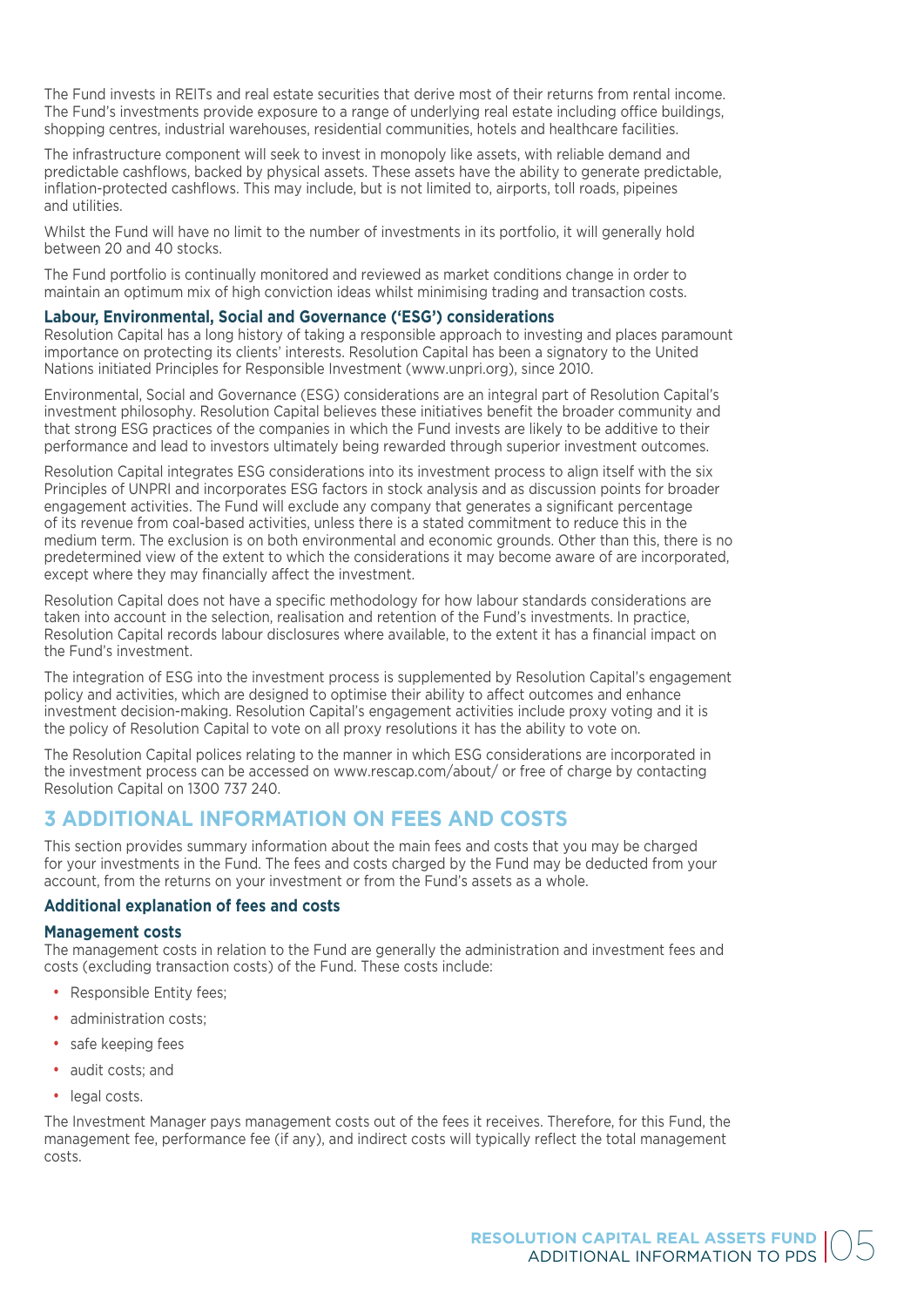The Fund invests in REITs and real estate securities that derive most of their returns from rental income. The Fund's investments provide exposure to a range of underlying real estate including office buildings, shopping centres, industrial warehouses, residential communities, hotels and healthcare facilities.

The infrastructure component will seek to invest in monopoly like assets, with reliable demand and predictable cashflows, backed by physical assets. These assets have the ability to generate predictable, inflation-protected cashflows. This may include, but is not limited to, airports, toll roads, pipeines and utilities.

Whilst the Fund will have no limit to the number of investments in its portfolio, it will generally hold between 20 and 40 stocks.

The Fund portfolio is continually monitored and reviewed as market conditions change in order to maintain an optimum mix of high conviction ideas whilst minimising trading and transaction costs.

### Labour, Environmental, Social and Governance ('ESG') considerations

Resolution Capital has a long history of taking a responsible approach to investing and places paramount importance on protecting its clients' interests. Resolution Capital has been a signatory to the United Nations initiated Principles for Responsible Investment (www.unpri.org), since 2010.

Environmental, Social and Governance (ESG) considerations are an integral part of Resolution Capital's investment philosophy. Resolution Capital believes these initiatives benefit the broader community and that strong ESG practices of the companies in which the Fund invests are likely to be additive to their performance and lead to investors ultimately being rewarded through superior investment outcomes.

Resolution Capital integrates ESG considerations into its investment process to align itself with the six Principles of UNPRI and incorporates ESG factors in stock analysis and as discussion points for broader engagement activities. The Fund will exclude any company that generates a significant percentage of its revenue from coal-based activities, unless there is a stated commitment to reduce this in the medium term. The exclusion is on both environmental and economic grounds. Other than this, there is no predetermined view of the extent to which the considerations it may become aware of are incorporated, except where they may financially affect the investment.

Resolution Capital does not have a specific methodology for how labour standards considerations are taken into account in the selection, realisation and retention of the Fund's investments. In practice, Resolution Capital records labour disclosures where available, to the extent it has a financial impact on the Fund's investment.

The integration of ESG into the investment process is supplemented by Resolution Capital's engagement policy and activities, which are designed to optimise their ability to affect outcomes and enhance investment decision-making. Resolution Capital's engagement activities include proxy voting and it is the policy of Resolution Capital to vote on all proxy resolutions it has the ability to vote on.

The Resolution Capital polices relating to the manner in which ESG considerations are incorporated in the investment process can be accessed on www.rescap.com/about/ or free of charge by contacting Resolution Capital on 1300 737 240.

## 3 ADDITIONAL INFORMATION ON FEES AND COSTS

This section provides summary information about the main fees and costs that you may be charged for your investments in the Fund. The fees and costs charged by the Fund may be deducted from your account, from the returns on your investment or from the Fund's assets as a whole.

### Additional explanation of fees and costs

#### Management costs

The management costs in relation to the Fund are generally the administration and investment fees and costs (excluding transaction costs) of the Fund. These costs include:

- Responsible Entity fees;
- administration costs;
- safe keeping fees
- audit costs; and
- legal costs.

The Investment Manager pays management costs out of the fees it receives. Therefore, for this Fund, the management fee, performance fee (if any), and indirect costs will typically reflect the total management costs.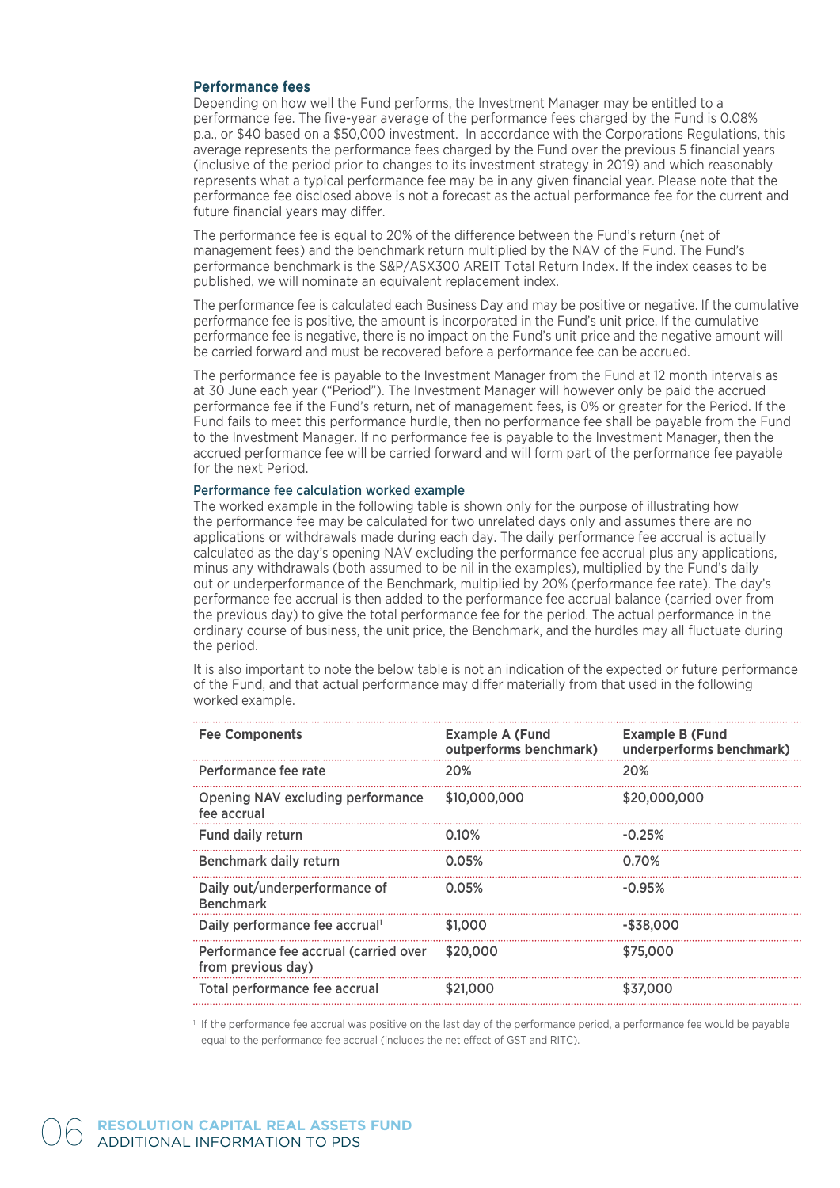## Performance fees

Depending on how well the Fund performs, the Investment Manager may be entitled to a performance fee. The five-year average of the performance fees charged by the Fund is 0.08% p.a., or $40 based on a $50,000 investment. In accordance with the Corporations Regulations, this average represents the performance fees charged by the Fund over the previous 5 financial years (inclusive of the period prior to changes to its investment strategy in 2019) and which reasonably represents what a typical performance fee may be in any given financial year. Please note that the performance fee disclosed above is not a forecast as the actual performance fee for the current and future financial years may differ.

The performance fee is equal to 20% of the difference between the Fund's return (net of management fees) and the benchmark return multiplied by the NAV of the Fund. The Fund's performance benchmark is the S&P/ASX300 AREIT Total Return Index. If the index ceases to be published, we will nominate an equivalent replacement index.

The performance fee is calculated each Business Day and may be positive or negative. If the cumulative performance fee is positive, the amount is incorporated in the Fund's unit price. If the cumulative performance fee is negative, there is no impact on the Fund's unit price and the negative amount will be carried forward and must be recovered before a performance fee can be accrued.

The performance fee is payable to the Investment Manager from the Fund at 12 month intervals as at 30 June each year ("Period"). The Investment Manager will however only be paid the accrued performance fee if the Fund's return, net of management fees, is 0% or greater for the Period. If the Fund fails to meet this performance hurdle, then no performance fee shall be payable from the Fund to the Investment Manager. If no performance fee is payable to the Investment Manager, then the accrued performance fee will be carried forward and will form part of the performance fee payable for the next Period.

### Performance fee calculation worked example

The worked example in the following table is shown only for the purpose of illustrating how the performance fee may be calculated for two unrelated days only and assumes there are no applications or withdrawals made during each day. The daily performance fee accrual is actually calculated as the day's opening NAV excluding the performance fee accrual plus any applications, minus any withdrawals (both assumed to be nil in the examples), multiplied by the Fund's daily out or underperformance of the Benchmark, multiplied by 20% (performance fee rate). The day's performance fee accrual is then added to the performance fee accrual balance (carried over from the previous day) to give the total performance fee for the period. The actual performance in the ordinary course of business, the unit price, the Benchmark, and the hurdles may all fluctuate during the period.

It is also important to note the below table is not an indication of the expected or future performance of the Fund, and that actual performance may differ materially from that used in the following worked example.

| Fee Components | Example A (Fund outperforms benchmark) | Example B (Fund underperforms benchmark) |
|---|---|---|
| Performance fee rate | 20% | 20% |
| Opening NAV excluding performance fee accrual | $10,000,000 | $20,000,000 |
| Fund daily return | 0.10% | -0.25% |
| Benchmark daily return | 0.05% | 0.70% |
| Daily out/underperformance of Benchmark | 0.05% | -0.95% |
| Daily performance fee accrual[1] | $1,000 | -$38,000 |
| Performance fee accrual (carried over from previous day) | $20,000 | $75,000 |
| Total performance fee accrual | $21,000 | $37,000 |

[1] If the performance fee accrual was positive on the last day of the performance period, a performance fee would be payable equal to the performance fee accrual (includes the net effect of GST and RITC).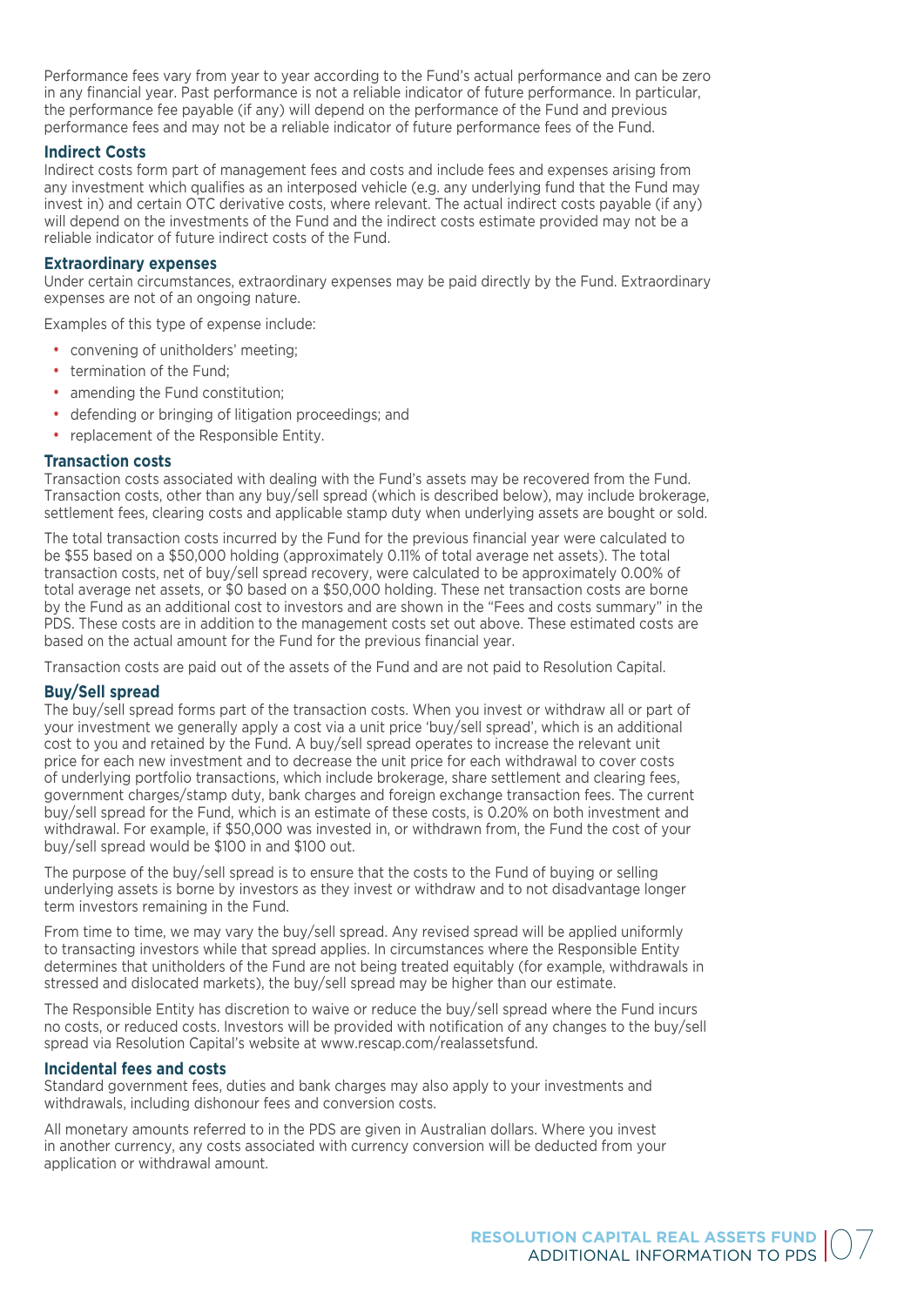Performance fees vary from year to year according to the Fund's actual performance and can be zero in any financial year. Past performance is not a reliable indicator of future performance. In particular, the performance fee payable (if any) will depend on the performance of the Fund and previous performance fees and may not be a reliable indicator of future performance fees of the Fund.

### Indirect Costs

Indirect costs form part of management fees and costs and include fees and expenses arising from any investment which qualifies as an interposed vehicle (e.g. any underlying fund that the Fund may invest in) and certain OTC derivative costs, where relevant. The actual indirect costs payable (if any) will depend on the investments of the Fund and the indirect costs estimate provided may not be a reliable indicator of future indirect costs of the Fund.

### Extraordinary expenses

Under certain circumstances, extraordinary expenses may be paid directly by the Fund. Extraordinary expenses are not of an ongoing nature.

Examples of this type of expense include:

- convening of unitholders' meeting;
- termination of the Fund;
- amending the Fund constitution;
- defending or bringing of litigation proceedings; and
- replacement of the Responsible Entity.

### Transaction costs

Transaction costs associated with dealing with the Fund's assets may be recovered from the Fund. Transaction costs, other than any buy/sell spread (which is described below), may include brokerage, settlement fees, clearing costs and applicable stamp duty when underlying assets are bought or sold.

The total transaction costs incurred by the Fund for the previous financial year were calculated to be $55 based on a $50,000 holding (approximately 0.11% of total average net assets). The total transaction costs, net of buy/sell spread recovery, were calculated to be approximately 0.00% of total average net assets, or $0 based on a $50,000 holding. These net transaction costs are borne by the Fund as an additional cost to investors and are shown in the "Fees and costs summary" in the PDS. These costs are in addition to the management costs set out above. These estimated costs are based on the actual amount for the Fund for the previous financial year.

Transaction costs are paid out of the assets of the Fund and are not paid to Resolution Capital.

### Buy/Sell spread

The buy/sell spread forms part of the transaction costs. When you invest or withdraw all or part of your investment we generally apply a cost via a unit price 'buy/sell spread', which is an additional cost to you and retained by the Fund. A buy/sell spread operates to increase the relevant unit price for each new investment and to decrease the unit price for each withdrawal to cover costs of underlying portfolio transactions, which include brokerage, share settlement and clearing fees, government charges/stamp duty, bank charges and foreign exchange transaction fees. The current buy/sell spread for the Fund, which is an estimate of these costs, is 0.20% on both investment and withdrawal. For example, if $50,000 was invested in, or withdrawn from, the Fund the cost of your buy/sell spread would be $100 in and $100 out.

The purpose of the buy/sell spread is to ensure that the costs to the Fund of buying or selling underlying assets is borne by investors as they invest or withdraw and to not disadvantage longer term investors remaining in the Fund.

From time to time, we may vary the buy/sell spread. Any revised spread will be applied uniformly to transacting investors while that spread applies. In circumstances where the Responsible Entity determines that unitholders of the Fund are not being treated equitably (for example, withdrawals in stressed and dislocated markets), the buy/sell spread may be higher than our estimate.

The Responsible Entity has discretion to waive or reduce the buy/sell spread where the Fund incurs no costs, or reduced costs. Investors will be provided with notification of any changes to the buy/sell spread via Resolution Capital's website at www.rescap.com/realassetsfund.

### Incidental fees and costs

Standard government fees, duties and bank charges may also apply to your investments and withdrawals, including dishonour fees and conversion costs.

All monetary amounts referred to in the PDS are given in Australian dollars. Where you invest in another currency, any costs associated with currency conversion will be deducted from your application or withdrawal amount.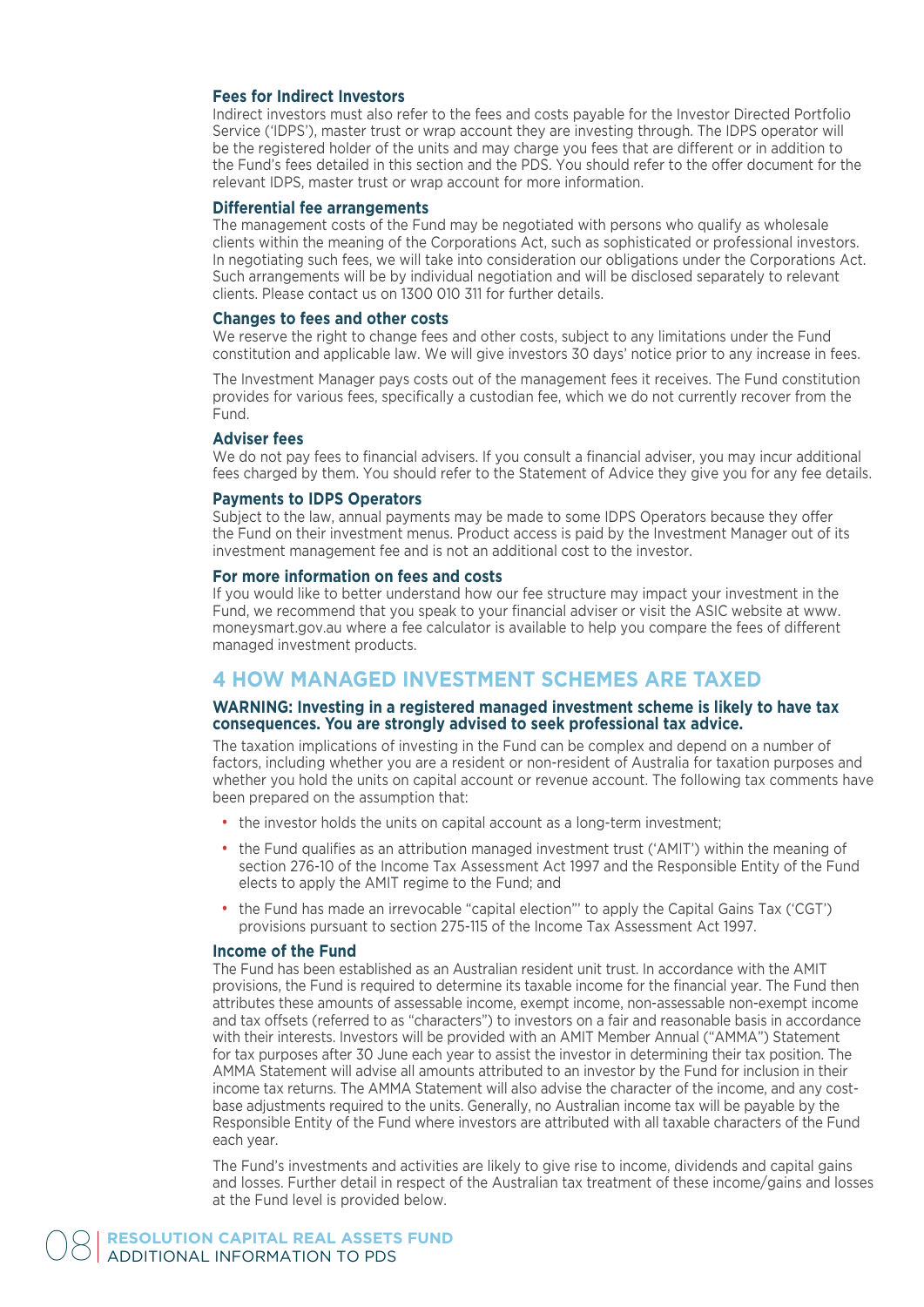### Fees for Indirect Investors

Indirect investors must also refer to the fees and costs payable for the Investor Directed Portfolio Service ('IDPS'), master trust or wrap account they are investing through. The IDPS operator will be the registered holder of the units and may charge you fees that are different or in addition to the Fund's fees detailed in this section and the PDS. You should refer to the offer document for the relevant IDPS, master trust or wrap account for more information.

### Differential fee arrangements

The management costs of the Fund may be negotiated with persons who qualify as wholesale clients within the meaning of the Corporations Act, such as sophisticated or professional investors. In negotiating such fees, we will take into consideration our obligations under the Corporations Act. Such arrangements will be by individual negotiation and will be disclosed separately to relevant clients. Please contact us on 1300 010 311 for further details.

### Changes to fees and other costs

We reserve the right to change fees and other costs, subject to any limitations under the Fund constitution and applicable law. We will give investors 30 days' notice prior to any increase in fees.

The Investment Manager pays costs out of the management fees it receives. The Fund constitution provides for various fees, specifically a custodian fee, which we do not currently recover from the Fund.

### Adviser fees

We do not pay fees to financial advisers. If you consult a financial adviser, you may incur additional fees charged by them. You should refer to the Statement of Advice they give you for any fee details.

### Payments to IDPS Operators

Subject to the law, annual payments may be made to some IDPS Operators because they offer the Fund on their investment menus. Product access is paid by the Investment Manager out of its investment management fee and is not an additional cost to the investor.

### For more information on fees and costs

If you would like to better understand how our fee structure may impact your investment in the Fund, we recommend that you speak to your financial adviser or visit the ASIC website at www.moneysmart.gov.au where a fee calculator is available to help you compare the fees of different managed investment products.

## 4 HOW MANAGED INVESTMENT SCHEMES ARE TAXED

**WARNING: Investing in a registered managed investment scheme is likely to have tax consequences. You are strongly advised to seek professional tax advice.**

The taxation implications of investing in the Fund can be complex and depend on a number of factors, including whether you are a resident or non-resident of Australia for taxation purposes and whether you hold the units on capital account or revenue account. The following tax comments have been prepared on the assumption that:

- the investor holds the units on capital account as a long-term investment;
- the Fund qualifies as an attribution managed investment trust ('AMIT') within the meaning of section 276-10 of the Income Tax Assessment Act 1997 and the Responsible Entity of the Fund elects to apply the AMIT regime to the Fund; and
- the Fund has made an irrevocable "capital election"' to apply the Capital Gains Tax ('CGT') provisions pursuant to section 275-115 of the Income Tax Assessment Act 1997.

### Income of the Fund

The Fund has been established as an Australian resident unit trust. In accordance with the AMIT provisions, the Fund is required to determine its taxable income for the financial year. The Fund then attributes these amounts of assessable income, exempt income, non-assessable non-exempt income and tax offsets (referred to as "characters") to investors on a fair and reasonable basis in accordance with their interests. Investors will be provided with an AMIT Member Annual ("AMMA") Statement for tax purposes after 30 June each year to assist the investor in determining their tax position. The AMMA Statement will advise all amounts attributed to an investor by the Fund for inclusion in their income tax returns. The AMMA Statement will also advise the character of the income, and any cost-base adjustments required to the units. Generally, no Australian income tax will be payable by the Responsible Entity of the Fund where investors are attributed with all taxable characters of the Fund each year.

The Fund's investments and activities are likely to give rise to income, dividends and capital gains and losses. Further detail in respect of the Australian tax treatment of these income/gains and losses at the Fund level is provided below.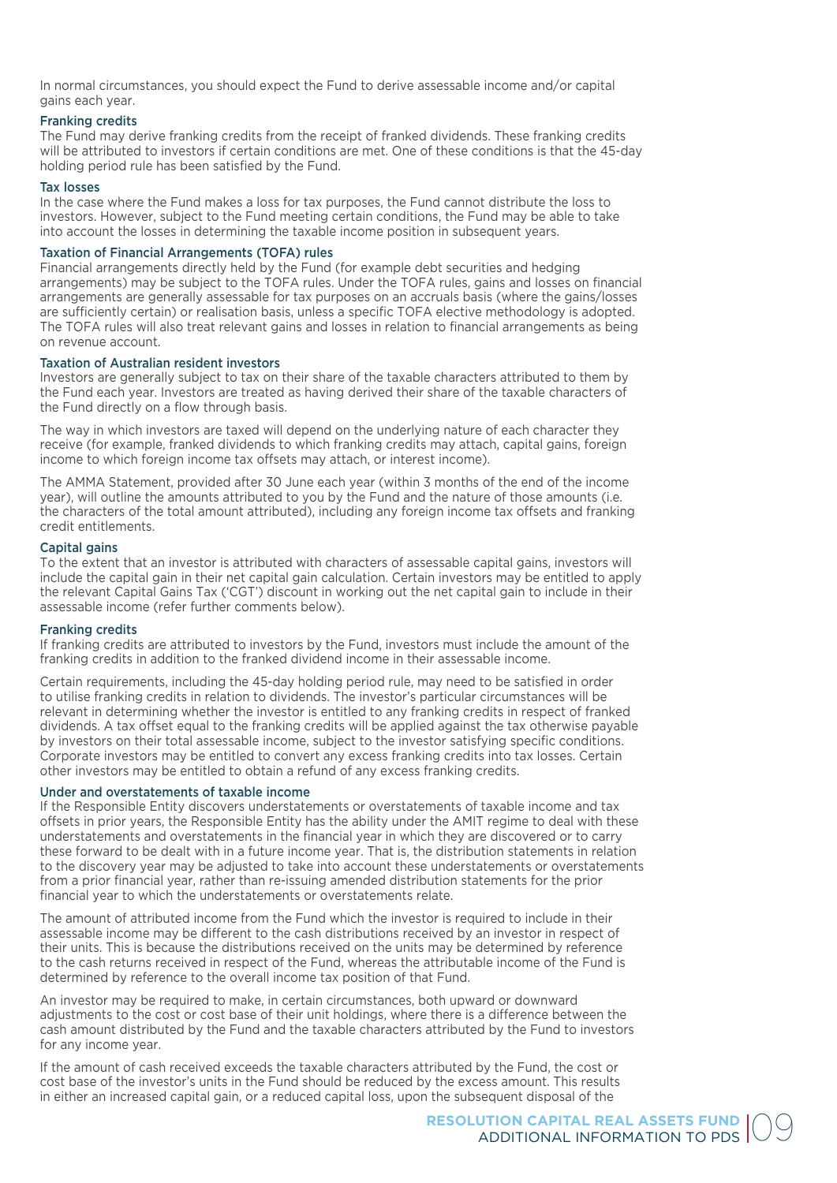In normal circumstances, you should expect the Fund to derive assessable income and/or capital gains each year.

### Franking credits

The Fund may derive franking credits from the receipt of franked dividends. These franking credits will be attributed to investors if certain conditions are met. One of these conditions is that the 45-day holding period rule has been satisfied by the Fund.

### Tax losses

In the case where the Fund makes a loss for tax purposes, the Fund cannot distribute the loss to investors. However, subject to the Fund meeting certain conditions, the Fund may be able to take into account the losses in determining the taxable income position in subsequent years.

### Taxation of Financial Arrangements (TOFA) rules

Financial arrangements directly held by the Fund (for example debt securities and hedging arrangements) may be subject to the TOFA rules. Under the TOFA rules, gains and losses on financial arrangements are generally assessable for tax purposes on an accruals basis (where the gains/losses are sufficiently certain) or realisation basis, unless a specific TOFA elective methodology is adopted. The TOFA rules will also treat relevant gains and losses in relation to financial arrangements as being on revenue account.

### Taxation of Australian resident investors

Investors are generally subject to tax on their share of the taxable characters attributed to them by the Fund each year. Investors are treated as having derived their share of the taxable characters of the Fund directly on a flow through basis.

The way in which investors are taxed will depend on the underlying nature of each character they receive (for example, franked dividends to which franking credits may attach, capital gains, foreign income to which foreign income tax offsets may attach, or interest income).

The AMMA Statement, provided after 30 June each year (within 3 months of the end of the income year), will outline the amounts attributed to you by the Fund and the nature of those amounts (i.e. the characters of the total amount attributed), including any foreign income tax offsets and franking credit entitlements.

### Capital gains

To the extent that an investor is attributed with characters of assessable capital gains, investors will include the capital gain in their net capital gain calculation. Certain investors may be entitled to apply the relevant Capital Gains Tax ('CGT') discount in working out the net capital gain to include in their assessable income (refer further comments below).

### Franking credits

If franking credits are attributed to investors by the Fund, investors must include the amount of the franking credits in addition to the franked dividend income in their assessable income.

Certain requirements, including the 45-day holding period rule, may need to be satisfied in order to utilise franking credits in relation to dividends. The investor's particular circumstances will be relevant in determining whether the investor is entitled to any franking credits in respect of franked dividends. A tax offset equal to the franking credits will be applied against the tax otherwise payable by investors on their total assessable income, subject to the investor satisfying specific conditions. Corporate investors may be entitled to convert any excess franking credits into tax losses. Certain other investors may be entitled to obtain a refund of any excess franking credits.

### Under and overstatements of taxable income

If the Responsible Entity discovers understatements or overstatements of taxable income and tax offsets in prior years, the Responsible Entity has the ability under the AMIT regime to deal with these understatements and overstatements in the financial year in which they are discovered or to carry these forward to be dealt with in a future income year. That is, the distribution statements in relation to the discovery year may be adjusted to take into account these understatements or overstatements from a prior financial year, rather than re-issuing amended distribution statements for the prior financial year to which the understatements or overstatements relate.

The amount of attributed income from the Fund which the investor is required to include in their assessable income may be different to the cash distributions received by an investor in respect of their units. This is because the distributions received on the units may be determined by reference to the cash returns received in respect of the Fund, whereas the attributable income of the Fund is determined by reference to the overall income tax position of that Fund.

An investor may be required to make, in certain circumstances, both upward or downward adjustments to the cost or cost base of their unit holdings, where there is a difference between the cash amount distributed by the Fund and the taxable characters attributed by the Fund to investors for any income year.

If the amount of cash received exceeds the taxable characters attributed by the Fund, the cost or cost base of the investor's units in the Fund should be reduced by the excess amount. This results in either an increased capital gain, or a reduced capital loss, upon the subsequent disposal of the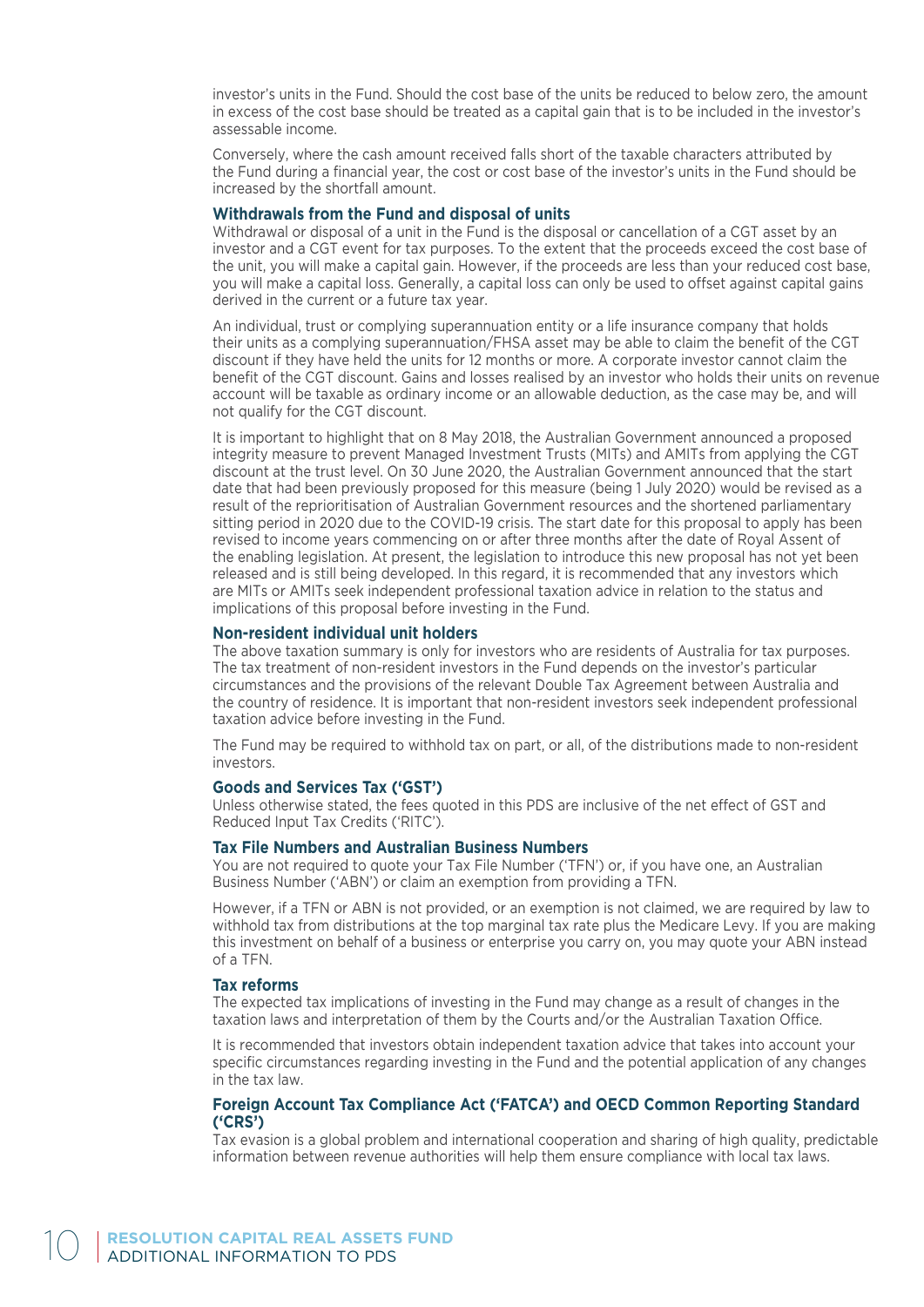investor's units in the Fund. Should the cost base of the units be reduced to below zero, the amount in excess of the cost base should be treated as a capital gain that is to be included in the investor's assessable income.

Conversely, where the cash amount received falls short of the taxable characters attributed by the Fund during a financial year, the cost or cost base of the investor's units in the Fund should be increased by the shortfall amount.

### Withdrawals from the Fund and disposal of units

Withdrawal or disposal of a unit in the Fund is the disposal or cancellation of a CGT asset by an investor and a CGT event for tax purposes. To the extent that the proceeds exceed the cost base of the unit, you will make a capital gain. However, if the proceeds are less than your reduced cost base, you will make a capital loss. Generally, a capital loss can only be used to offset against capital gains derived in the current or a future tax year.

An individual, trust or complying superannuation entity or a life insurance company that holds their units as a complying superannuation/FHSA asset may be able to claim the benefit of the CGT discount if they have held the units for 12 months or more. A corporate investor cannot claim the benefit of the CGT discount. Gains and losses realised by an investor who holds their units on revenue account will be taxable as ordinary income or an allowable deduction, as the case may be, and will not qualify for the CGT discount.

It is important to highlight that on 8 May 2018, the Australian Government announced a proposed integrity measure to prevent Managed Investment Trusts (MITs) and AMITs from applying the CGT discount at the trust level. On 30 June 2020, the Australian Government announced that the start date that had been previously proposed for this measure (being 1 July 2020) would be revised as a result of the reprioritisation of Australian Government resources and the shortened parliamentary sitting period in 2020 due to the COVID-19 crisis. The start date for this proposal to apply has been revised to income years commencing on or after three months after the date of Royal Assent of the enabling legislation. At present, the legislation to introduce this new proposal has not yet been released and is still being developed. In this regard, it is recommended that any investors which are MITs or AMITs seek independent professional taxation advice in relation to the status and implications of this proposal before investing in the Fund.

### Non-resident individual unit holders

The above taxation summary is only for investors who are residents of Australia for tax purposes. The tax treatment of non-resident investors in the Fund depends on the investor's particular circumstances and the provisions of the relevant Double Tax Agreement between Australia and the country of residence. It is important that non-resident investors seek independent professional taxation advice before investing in the Fund.

The Fund may be required to withhold tax on part, or all, of the distributions made to non-resident investors.

### Goods and Services Tax ('GST')

Unless otherwise stated, the fees quoted in this PDS are inclusive of the net effect of GST and Reduced Input Tax Credits ('RITC').

### Tax File Numbers and Australian Business Numbers

You are not required to quote your Tax File Number ('TFN') or, if you have one, an Australian Business Number ('ABN') or claim an exemption from providing a TFN.

However, if a TFN or ABN is not provided, or an exemption is not claimed, we are required by law to withhold tax from distributions at the top marginal tax rate plus the Medicare Levy. If you are making this investment on behalf of a business or enterprise you carry on, you may quote your ABN instead of a TFN.

### Tax reforms

The expected tax implications of investing in the Fund may change as a result of changes in the taxation laws and interpretation of them by the Courts and/or the Australian Taxation Office.

It is recommended that investors obtain independent taxation advice that takes into account your specific circumstances regarding investing in the Fund and the potential application of any changes in the tax law.

### Foreign Account Tax Compliance Act ('FATCA') and OECD Common Reporting Standard ('CRS')

Tax evasion is a global problem and international cooperation and sharing of high quality, predictable information between revenue authorities will help them ensure compliance with local tax laws.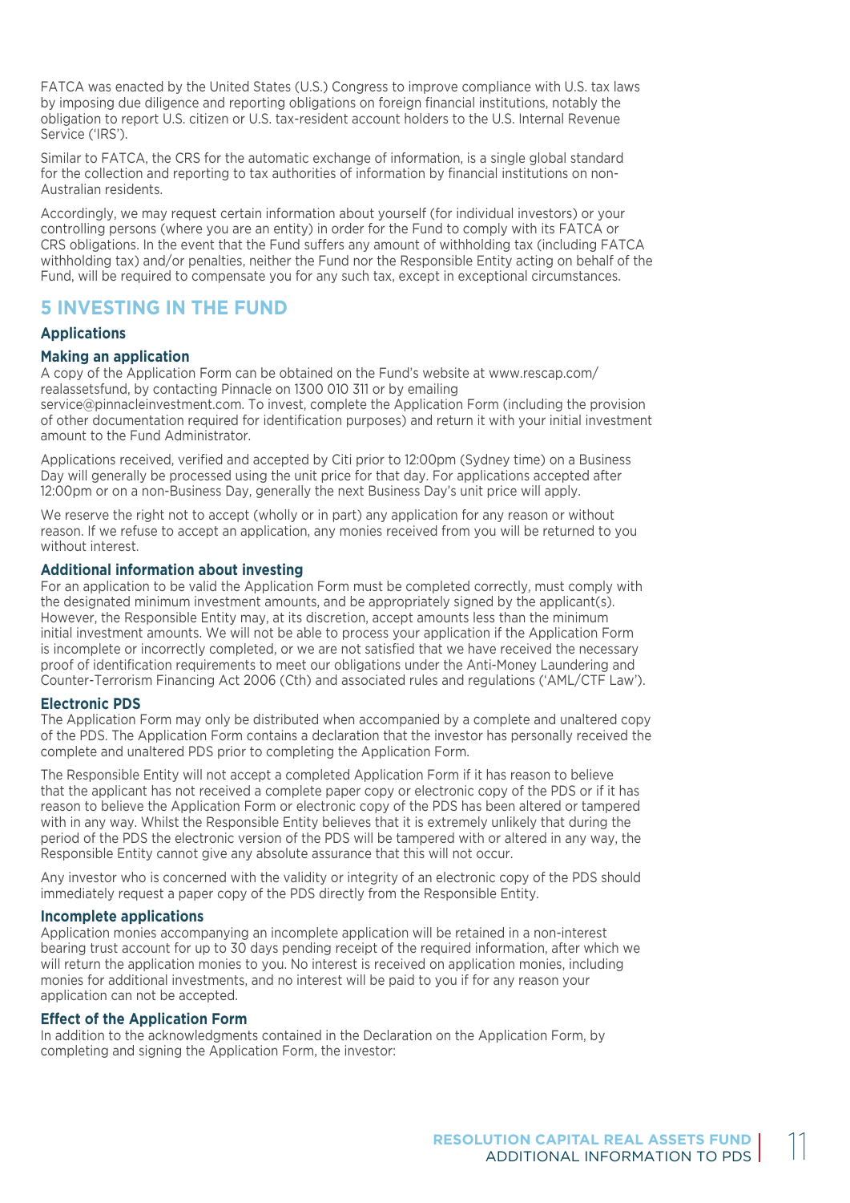FATCA was enacted by the United States (U.S.) Congress to improve compliance with U.S. tax laws by imposing due diligence and reporting obligations on foreign financial institutions, notably the obligation to report U.S. citizen or U.S. tax-resident account holders to the U.S. Internal Revenue Service ('IRS').

Similar to FATCA, the CRS for the automatic exchange of information, is a single global standard for the collection and reporting to tax authorities of information by financial institutions on non-Australian residents.

Accordingly, we may request certain information about yourself (for individual investors) or your controlling persons (where you are an entity) in order for the Fund to comply with its FATCA or CRS obligations. In the event that the Fund suffers any amount of withholding tax (including FATCA withholding tax) and/or penalties, neither the Fund nor the Responsible Entity acting on behalf of the Fund, will be required to compensate you for any such tax, except in exceptional circumstances.

# 5 INVESTING IN THE FUND

## Applications

### Making an application

A copy of the Application Form can be obtained on the Fund's website at www.rescap.com/realassetsfund, by contacting Pinnacle on 1300 010 311 or by emailing service@pinnacleinvestment.com. To invest, complete the Application Form (including the provision of other documentation required for identification purposes) and return it with your initial investment amount to the Fund Administrator.

Applications received, verified and accepted by Citi prior to 12:00pm (Sydney time) on a Business Day will generally be processed using the unit price for that day. For applications accepted after 12:00pm or on a non-Business Day, generally the next Business Day's unit price will apply.

We reserve the right not to accept (wholly or in part) any application for any reason or without reason. If we refuse to accept an application, any monies received from you will be returned to you without interest.

### Additional information about investing

For an application to be valid the Application Form must be completed correctly, must comply with the designated minimum investment amounts, and be appropriately signed by the applicant(s). However, the Responsible Entity may, at its discretion, accept amounts less than the minimum initial investment amounts. We will not be able to process your application if the Application Form is incomplete or incorrectly completed, or we are not satisfied that we have received the necessary proof of identification requirements to meet our obligations under the Anti-Money Laundering and Counter-Terrorism Financing Act 2006 (Cth) and associated rules and regulations ('AML/CTF Law').

### Electronic PDS

The Application Form may only be distributed when accompanied by a complete and unaltered copy of the PDS. The Application Form contains a declaration that the investor has personally received the complete and unaltered PDS prior to completing the Application Form.

The Responsible Entity will not accept a completed Application Form if it has reason to believe that the applicant has not received a complete paper copy or electronic copy of the PDS or if it has reason to believe the Application Form or electronic copy of the PDS has been altered or tampered with in any way. Whilst the Responsible Entity believes that it is extremely unlikely that during the period of the PDS the electronic version of the PDS will be tampered with or altered in any way, the Responsible Entity cannot give any absolute assurance that this will not occur.

Any investor who is concerned with the validity or integrity of an electronic copy of the PDS should immediately request a paper copy of the PDS directly from the Responsible Entity.

### Incomplete applications

Application monies accompanying an incomplete application will be retained in a non-interest bearing trust account for up to 30 days pending receipt of the required information, after which we will return the application monies to you. No interest is received on application monies, including monies for additional investments, and no interest will be paid to you if for any reason your application can not be accepted.

### Effect of the Application Form

In addition to the acknowledgments contained in the Declaration on the Application Form, by completing and signing the Application Form, the investor: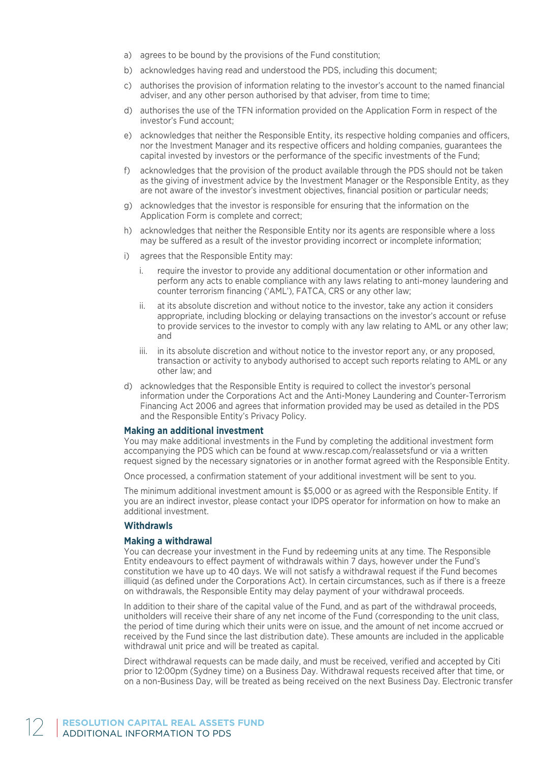a) agrees to be bound by the provisions of the Fund constitution;

b) acknowledges having read and understood the PDS, including this document;

c) authorises the provision of information relating to the investor's account to the named financial adviser, and any other person authorised by that adviser, from time to time;

d) authorises the use of the TFN information provided on the Application Form in respect of the investor's Fund account;

e) acknowledges that neither the Responsible Entity, its respective holding companies and officers, nor the Investment Manager and its respective officers and holding companies, guarantees the capital invested by investors or the performance of the specific investments of the Fund;

f) acknowledges that the provision of the product available through the PDS should not be taken as the giving of investment advice by the Investment Manager or the Responsible Entity, as they are not aware of the investor's investment objectives, financial position or particular needs;

g) acknowledges that the investor is responsible for ensuring that the information on the Application Form is complete and correct;

h) acknowledges that neither the Responsible Entity nor its agents are responsible where a loss may be suffered as a result of the investor providing incorrect or incomplete information;

i) agrees that the Responsible Entity may:

   i. require the investor to provide any additional documentation or other information and perform any acts to enable compliance with any laws relating to anti-money laundering and counter terrorism financing ('AML'), FATCA, CRS or any other law;

   ii. at its absolute discretion and without notice to the investor, take any action it considers appropriate, including blocking or delaying transactions on the investor's account or refuse to provide services to the investor to comply with any law relating to AML or any other law; and

   iii. in its absolute discretion and without notice to the investor report any, or any proposed, transaction or activity to anybody authorised to accept such reports relating to AML or any other law; and

d) acknowledges that the Responsible Entity is required to collect the investor's personal information under the Corporations Act and the Anti-Money Laundering and Counter-Terrorism Financing Act 2006 and agrees that information provided may be used as detailed in the PDS and the Responsible Entity's Privacy Policy.

### Making an additional investment

You may make additional investments in the Fund by completing the additional investment form accompanying the PDS which can be found at www.rescap.com/realassetsfund or via a written request signed by the necessary signatories or in another format agreed with the Responsible Entity.

Once processed, a confirmation statement of your additional investment will be sent to you.

The minimum additional investment amount is $5,000 or as agreed with the Responsible Entity. If you are an indirect investor, please contact your IDPS operator for information on how to make an additional investment.

## Withdrawls

### Making a withdrawal

You can decrease your investment in the Fund by redeeming units at any time. The Responsible Entity endeavours to effect payment of withdrawals within 7 days, however under the Fund's constitution we have up to 40 days. We will not satisfy a withdrawal request if the Fund becomes illiquid (as defined under the Corporations Act). In certain circumstances, such as if there is a freeze on withdrawals, the Responsible Entity may delay payment of your withdrawal proceeds.

In addition to their share of the capital value of the Fund, and as part of the withdrawal proceeds, unitholders will receive their share of any net income of the Fund (corresponding to the unit class, the period of time during which their units were on issue, and the amount of net income accrued or received by the Fund since the last distribution date). These amounts are included in the applicable withdrawal unit price and will be treated as capital.

Direct withdrawal requests can be made daily, and must be received, verified and accepted by Citi prior to 12:00pm (Sydney time) on a Business Day. Withdrawal requests received after that time, or on a non-Business Day, will be treated as being received on the next Business Day. Electronic transfer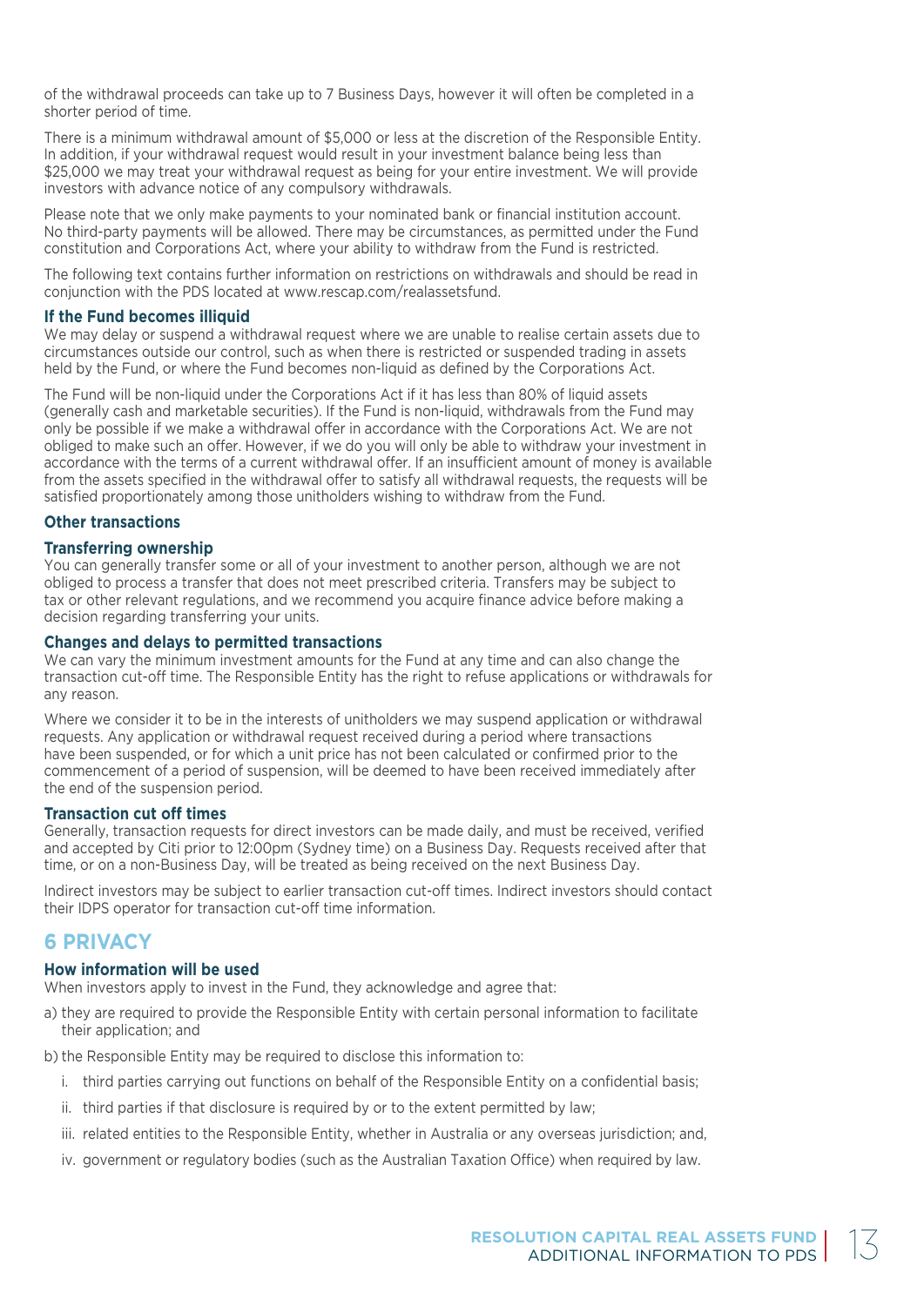of the withdrawal proceeds can take up to 7 Business Days, however it will often be completed in a shorter period of time.

There is a minimum withdrawal amount of $5,000 or less at the discretion of the Responsible Entity. In addition, if your withdrawal request would result in your investment balance being less than $25,000 we may treat your withdrawal request as being for your entire investment. We will provide investors with advance notice of any compulsory withdrawals.

Please note that we only make payments to your nominated bank or financial institution account. No third-party payments will be allowed. There may be circumstances, as permitted under the Fund constitution and Corporations Act, where your ability to withdraw from the Fund is restricted.

The following text contains further information on restrictions on withdrawals and should be read in conjunction with the PDS located at www.rescap.com/realassetsfund.

### If the Fund becomes illiquid

We may delay or suspend a withdrawal request where we are unable to realise certain assets due to circumstances outside our control, such as when there is restricted or suspended trading in assets held by the Fund, or where the Fund becomes non-liquid as defined by the Corporations Act.

The Fund will be non-liquid under the Corporations Act if it has less than 80% of liquid assets (generally cash and marketable securities). If the Fund is non-liquid, withdrawals from the Fund may only be possible if we make a withdrawal offer in accordance with the Corporations Act. We are not obliged to make such an offer. However, if we do you will only be able to withdraw your investment in accordance with the terms of a current withdrawal offer. If an insufficient amount of money is available from the assets specified in the withdrawal offer to satisfy all withdrawal requests, the requests will be satisfied proportionately among those unitholders wishing to withdraw from the Fund.

### Other transactions

### Transferring ownership

You can generally transfer some or all of your investment to another person, although we are not obliged to process a transfer that does not meet prescribed criteria. Transfers may be subject to tax or other relevant regulations, and we recommend you acquire finance advice before making a decision regarding transferring your units.

### Changes and delays to permitted transactions

We can vary the minimum investment amounts for the Fund at any time and can also change the transaction cut-off time. The Responsible Entity has the right to refuse applications or withdrawals for any reason.

Where we consider it to be in the interests of unitholders we may suspend application or withdrawal requests. Any application or withdrawal request received during a period where transactions have been suspended, or for which a unit price has not been calculated or confirmed prior to the commencement of a period of suspension, will be deemed to have been received immediately after the end of the suspension period.

### Transaction cut off times

Generally, transaction requests for direct investors can be made daily, and must be received, verified and accepted by Citi prior to 12:00pm (Sydney time) on a Business Day. Requests received after that time, or on a non-Business Day, will be treated as being received on the next Business Day.

Indirect investors may be subject to earlier transaction cut-off times. Indirect investors should contact their IDPS operator for transaction cut-off time information.

## 6 PRIVACY

### How information will be used

When investors apply to invest in the Fund, they acknowledge and agree that:

a) they are required to provide the Responsible Entity with certain personal information to facilitate their application; and

b) the Responsible Entity may be required to disclose this information to:

   i. third parties carrying out functions on behalf of the Responsible Entity on a confidential basis;

   ii. third parties if that disclosure is required by or to the extent permitted by law;

   iii. related entities to the Responsible Entity, whether in Australia or any overseas jurisdiction; and,

   iv. government or regulatory bodies (such as the Australian Taxation Office) when required by law.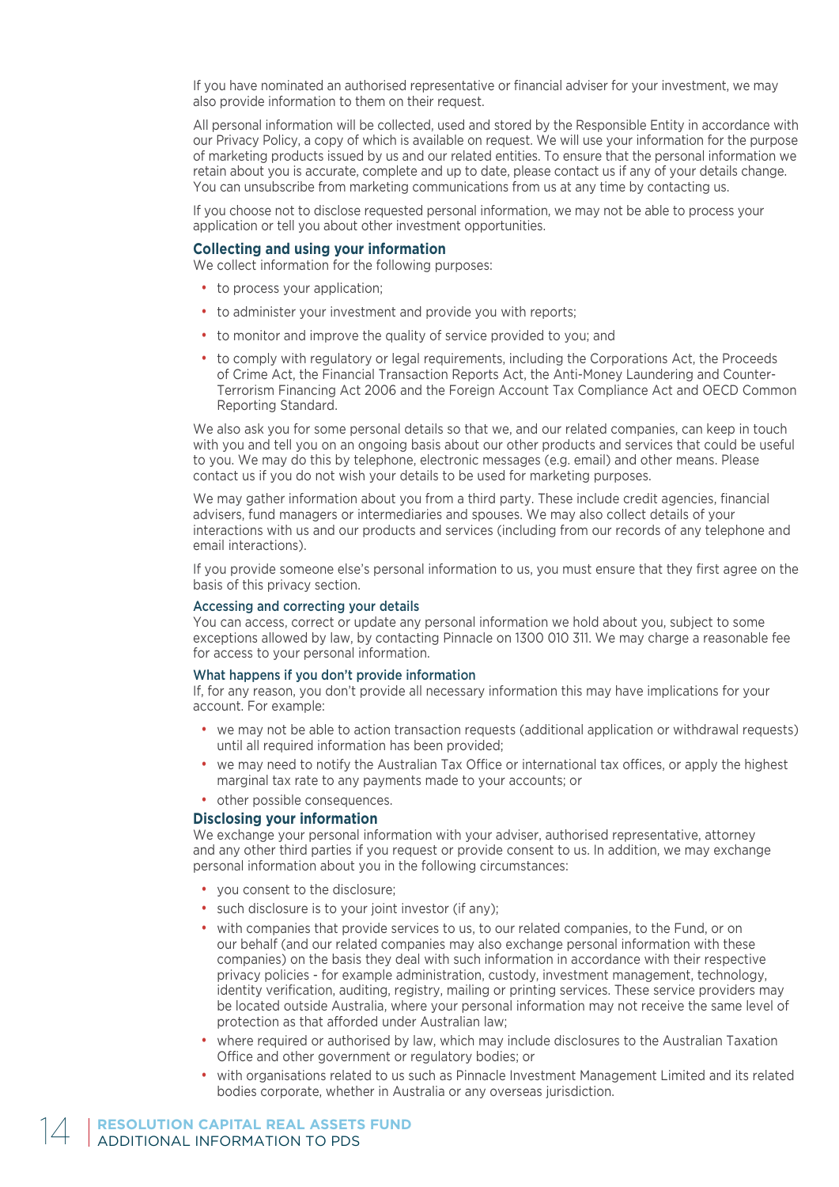If you have nominated an authorised representative or financial adviser for your investment, we may also provide information to them on their request.

All personal information will be collected, used and stored by the Responsible Entity in accordance with our Privacy Policy, a copy of which is available on request. We will use your information for the purpose of marketing products issued by us and our related entities. To ensure that the personal information we retain about you is accurate, complete and up to date, please contact us if any of your details change. You can unsubscribe from marketing communications from us at any time by contacting us.

If you choose not to disclose requested personal information, we may not be able to process your application or tell you about other investment opportunities.

### Collecting and using your information

We collect information for the following purposes:

- to process your application;
- to administer your investment and provide you with reports;
- to monitor and improve the quality of service provided to you; and
- to comply with regulatory or legal requirements, including the Corporations Act, the Proceeds of Crime Act, the Financial Transaction Reports Act, the Anti-Money Laundering and Counter-Terrorism Financing Act 2006 and the Foreign Account Tax Compliance Act and OECD Common Reporting Standard.

We also ask you for some personal details so that we, and our related companies, can keep in touch with you and tell you on an ongoing basis about our other products and services that could be useful to you. We may do this by telephone, electronic messages (e.g. email) and other means. Please contact us if you do not wish your details to be used for marketing purposes.

We may gather information about you from a third party. These include credit agencies, financial advisers, fund managers or intermediaries and spouses. We may also collect details of your interactions with us and our products and services (including from our records of any telephone and email interactions).

If you provide someone else's personal information to us, you must ensure that they first agree on the basis of this privacy section.

#### Accessing and correcting your details

You can access, correct or update any personal information we hold about you, subject to some exceptions allowed by law, by contacting Pinnacle on 1300 010 311. We may charge a reasonable fee for access to your personal information.

#### What happens if you don't provide information

If, for any reason, you don't provide all necessary information this may have implications for your account. For example:

- we may not be able to action transaction requests (additional application or withdrawal requests) until all required information has been provided;
- we may need to notify the Australian Tax Office or international tax offices, or apply the highest marginal tax rate to any payments made to your accounts; or
- other possible consequences.

### Disclosing your information

We exchange your personal information with your adviser, authorised representative, attorney and any other third parties if you request or provide consent to us. In addition, we may exchange personal information about you in the following circumstances:

- you consent to the disclosure;
- such disclosure is to your joint investor (if any);
- with companies that provide services to us, to our related companies, to the Fund, or on our behalf (and our related companies may also exchange personal information with these companies) on the basis they deal with such information in accordance with their respective privacy policies - for example administration, custody, investment management, technology, identity verification, auditing, registry, mailing or printing services. These service providers may be located outside Australia, where your personal information may not receive the same level of protection as that afforded under Australian law;
- where required or authorised by law, which may include disclosures to the Australian Taxation Office and other government or regulatory bodies; or
- with organisations related to us such as Pinnacle Investment Management Limited and its related bodies corporate, whether in Australia or any overseas jurisdiction.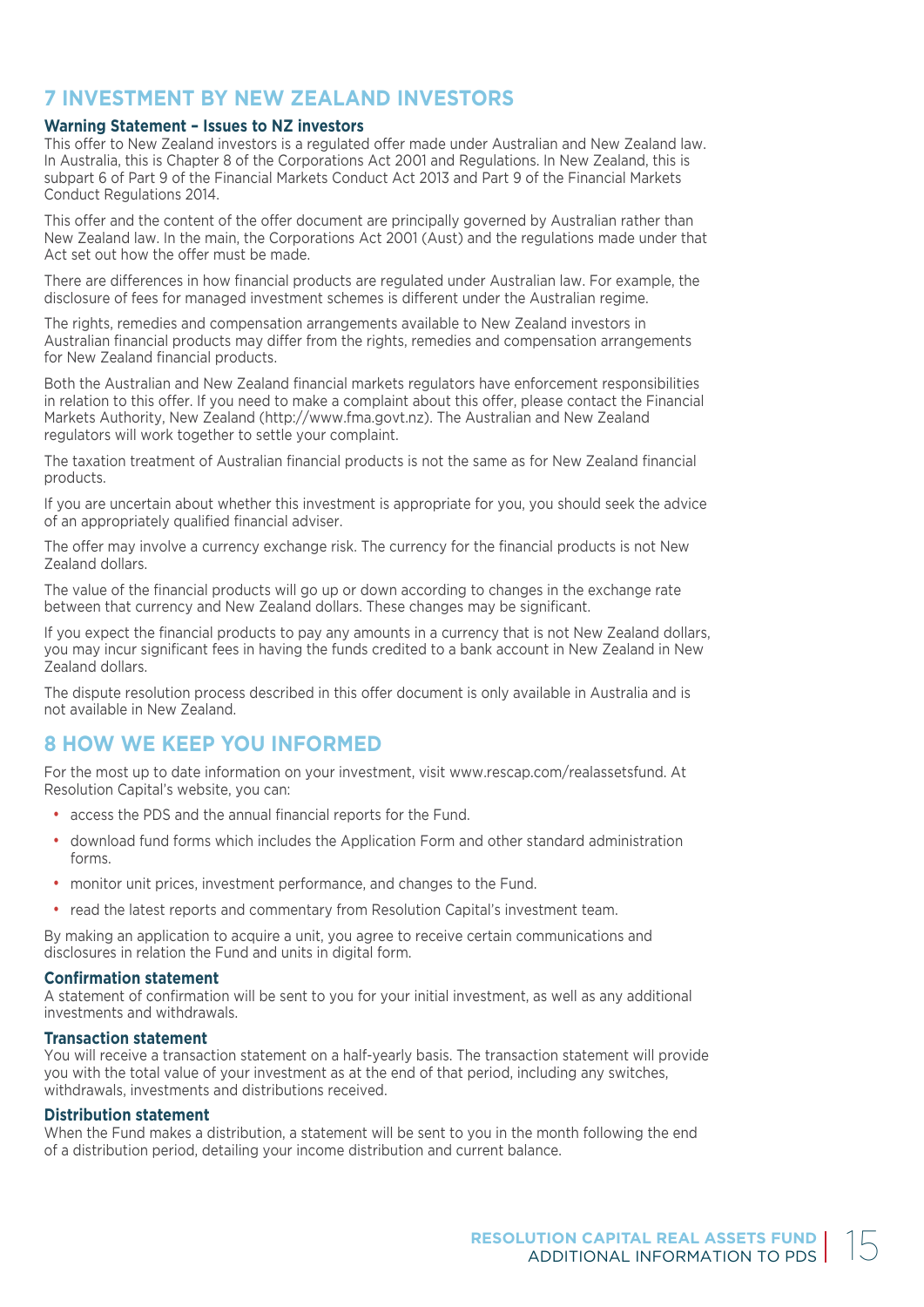## 7 INVESTMENT BY NEW ZEALAND INVESTORS

### Warning Statement – Issues to NZ investors

This offer to New Zealand investors is a regulated offer made under Australian and New Zealand law. In Australia, this is Chapter 8 of the Corporations Act 2001 and Regulations. In New Zealand, this is subpart 6 of Part 9 of the Financial Markets Conduct Act 2013 and Part 9 of the Financial Markets Conduct Regulations 2014.

This offer and the content of the offer document are principally governed by Australian rather than New Zealand law. In the main, the Corporations Act 2001 (Aust) and the regulations made under that Act set out how the offer must be made.

There are differences in how financial products are regulated under Australian law. For example, the disclosure of fees for managed investment schemes is different under the Australian regime.

The rights, remedies and compensation arrangements available to New Zealand investors in Australian financial products may differ from the rights, remedies and compensation arrangements for New Zealand financial products.

Both the Australian and New Zealand financial markets regulators have enforcement responsibilities in relation to this offer. If you need to make a complaint about this offer, please contact the Financial Markets Authority, New Zealand (http://www.fma.govt.nz). The Australian and New Zealand regulators will work together to settle your complaint.

The taxation treatment of Australian financial products is not the same as for New Zealand financial products.

If you are uncertain about whether this investment is appropriate for you, you should seek the advice of an appropriately qualified financial adviser.

The offer may involve a currency exchange risk. The currency for the financial products is not New Zealand dollars.

The value of the financial products will go up or down according to changes in the exchange rate between that currency and New Zealand dollars. These changes may be significant.

If you expect the financial products to pay any amounts in a currency that is not New Zealand dollars, you may incur significant fees in having the funds credited to a bank account in New Zealand in New Zealand dollars.

The dispute resolution process described in this offer document is only available in Australia and is not available in New Zealand.

## 8 HOW WE KEEP YOU INFORMED

For the most up to date information on your investment, visit www.rescap.com/realassetsfund. At Resolution Capital's website, you can:

- access the PDS and the annual financial reports for the Fund.
- download fund forms which includes the Application Form and other standard administration forms.
- monitor unit prices, investment performance, and changes to the Fund.
- read the latest reports and commentary from Resolution Capital's investment team.

By making an application to acquire a unit, you agree to receive certain communications and disclosures in relation the Fund and units in digital form.

### Confirmation statement

A statement of confirmation will be sent to you for your initial investment, as well as any additional investments and withdrawals.

### Transaction statement

You will receive a transaction statement on a half-yearly basis. The transaction statement will provide you with the total value of your investment as at the end of that period, including any switches, withdrawals, investments and distributions received.

### Distribution statement

When the Fund makes a distribution, a statement will be sent to you in the month following the end of a distribution period, detailing your income distribution and current balance.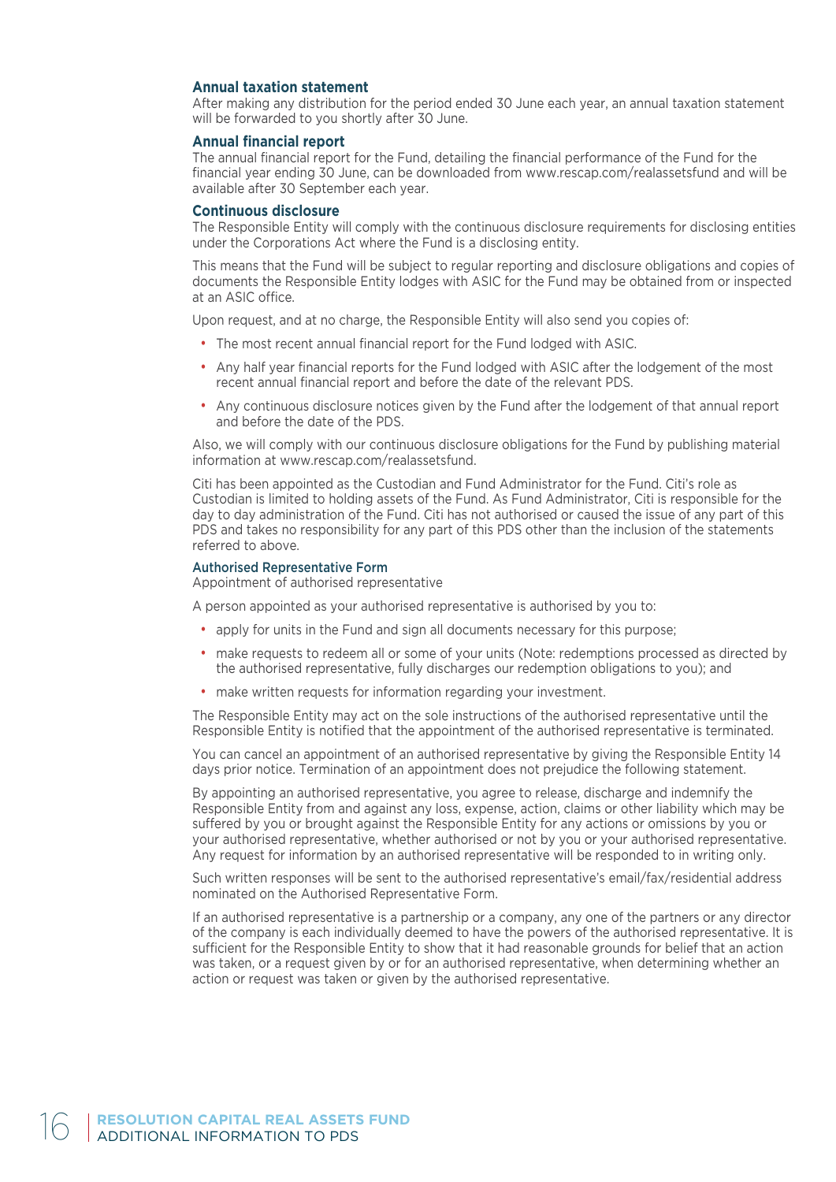### Annual taxation statement

After making any distribution for the period ended 30 June each year, an annual taxation statement will be forwarded to you shortly after 30 June.

### Annual financial report

The annual financial report for the Fund, detailing the financial performance of the Fund for the financial year ending 30 June, can be downloaded from www.rescap.com/realassetsfund and will be available after 30 September each year.

### Continuous disclosure

The Responsible Entity will comply with the continuous disclosure requirements for disclosing entities under the Corporations Act where the Fund is a disclosing entity.

This means that the Fund will be subject to regular reporting and disclosure obligations and copies of documents the Responsible Entity lodges with ASIC for the Fund may be obtained from or inspected at an ASIC office.

Upon request, and at no charge, the Responsible Entity will also send you copies of:

- The most recent annual financial report for the Fund lodged with ASIC.
- Any half year financial reports for the Fund lodged with ASIC after the lodgement of the most recent annual financial report and before the date of the relevant PDS.
- Any continuous disclosure notices given by the Fund after the lodgement of that annual report and before the date of the PDS.

Also, we will comply with our continuous disclosure obligations for the Fund by publishing material information at www.rescap.com/realassetsfund.

Citi has been appointed as the Custodian and Fund Administrator for the Fund. Citi's role as Custodian is limited to holding assets of the Fund. As Fund Administrator, Citi is responsible for the day to day administration of the Fund. Citi has not authorised or caused the issue of any part of this PDS and takes no responsibility for any part of this PDS other than the inclusion of the statements referred to above.

### Authorised Representative Form

Appointment of authorised representative

A person appointed as your authorised representative is authorised by you to:

- apply for units in the Fund and sign all documents necessary for this purpose;
- make requests to redeem all or some of your units (Note: redemptions processed as directed by the authorised representative, fully discharges our redemption obligations to you); and
- make written requests for information regarding your investment.

The Responsible Entity may act on the sole instructions of the authorised representative until the Responsible Entity is notified that the appointment of the authorised representative is terminated.

You can cancel an appointment of an authorised representative by giving the Responsible Entity 14 days prior notice. Termination of an appointment does not prejudice the following statement.

By appointing an authorised representative, you agree to release, discharge and indemnify the Responsible Entity from and against any loss, expense, action, claims or other liability which may be suffered by you or brought against the Responsible Entity for any actions or omissions by you or your authorised representative, whether authorised or not by you or your authorised representative. Any request for information by an authorised representative will be responded to in writing only.

Such written responses will be sent to the authorised representative's email/fax/residential address nominated on the Authorised Representative Form.

If an authorised representative is a partnership or a company, any one of the partners or any director of the company is each individually deemed to have the powers of the authorised representative. It is sufficient for the Responsible Entity to show that it had reasonable grounds for belief that an action was taken, or a request given by or for an authorised representative, when determining whether an action or request was taken or given by the authorised representative.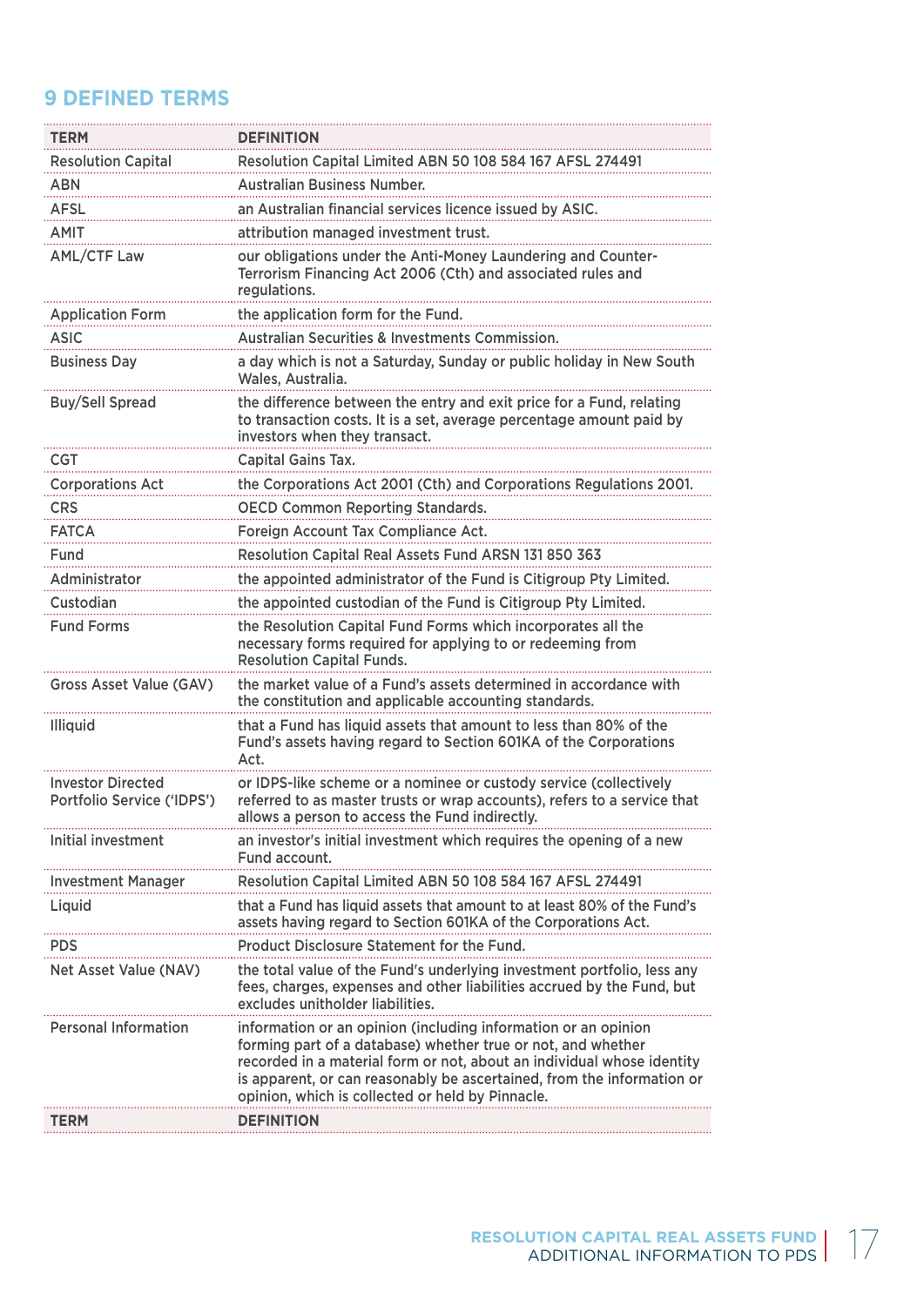## 9 DEFINED TERMS

| TERM | DEFINITION |
|---|---|
| Resolution Capital | Resolution Capital Limited ABN 50 108 584 167 AFSL 274491 |
| ABN | Australian Business Number. |
| AFSL | an Australian financial services licence issued by ASIC. |
| AMIT | attribution managed investment trust. |
| AML/CTF Law | our obligations under the Anti-Money Laundering and Counter-Terrorism Financing Act 2006 (Cth) and associated rules and regulations. |
| Application Form | the application form for the Fund. |
| ASIC | Australian Securities & Investments Commission. |
| Business Day | a day which is not a Saturday, Sunday or public holiday in New South Wales, Australia. |
| Buy/Sell Spread | the difference between the entry and exit price for a Fund, relating to transaction costs. It is a set, average percentage amount paid by investors when they transact. |
| CGT | Capital Gains Tax. |
| Corporations Act | the Corporations Act 2001 (Cth) and Corporations Regulations 2001. |
| CRS | OECD Common Reporting Standards. |
| FATCA | Foreign Account Tax Compliance Act. |
| Fund | Resolution Capital Real Assets Fund ARSN 131 850 363 |
| Administrator | the appointed administrator of the Fund is Citigroup Pty Limited. |
| Custodian | the appointed custodian of the Fund is Citigroup Pty Limited. |
| Fund Forms | the Resolution Capital Fund Forms which incorporates all the necessary forms required for applying to or redeeming from Resolution Capital Funds. |
| Gross Asset Value (GAV) | the market value of a Fund's assets determined in accordance with the constitution and applicable accounting standards. |
| Illiquid | that a Fund has liquid assets that amount to less than 80% of the Fund's assets having regard to Section 601KA of the Corporations Act. |
| Investor Directed Portfolio Service ('IDPS') | or IDPS-like scheme or a nominee or custody service (collectively referred to as master trusts or wrap accounts), refers to a service that allows a person to access the Fund indirectly. |
| Initial investment | an investor's initial investment which requires the opening of a new Fund account. |
| Investment Manager | Resolution Capital Limited ABN 50 108 584 167 AFSL 274491 |
| Liquid | that a Fund has liquid assets that amount to at least 80% of the Fund's assets having regard to Section 601KA of the Corporations Act. |
| PDS | Product Disclosure Statement for the Fund. |
| Net Asset Value (NAV) | the total value of the Fund's underlying investment portfolio, less any fees, charges, expenses and other liabilities accrued by the Fund, but excludes unitholder liabilities. |
| Personal Information | information or an opinion (including information or an opinion forming part of a database) whether true or not, and whether recorded in a material form or not, about an individual whose identity is apparent, or can reasonably be ascertained, from the information or opinion, which is collected or held by Pinnacle. |
| TERM | DEFINITION |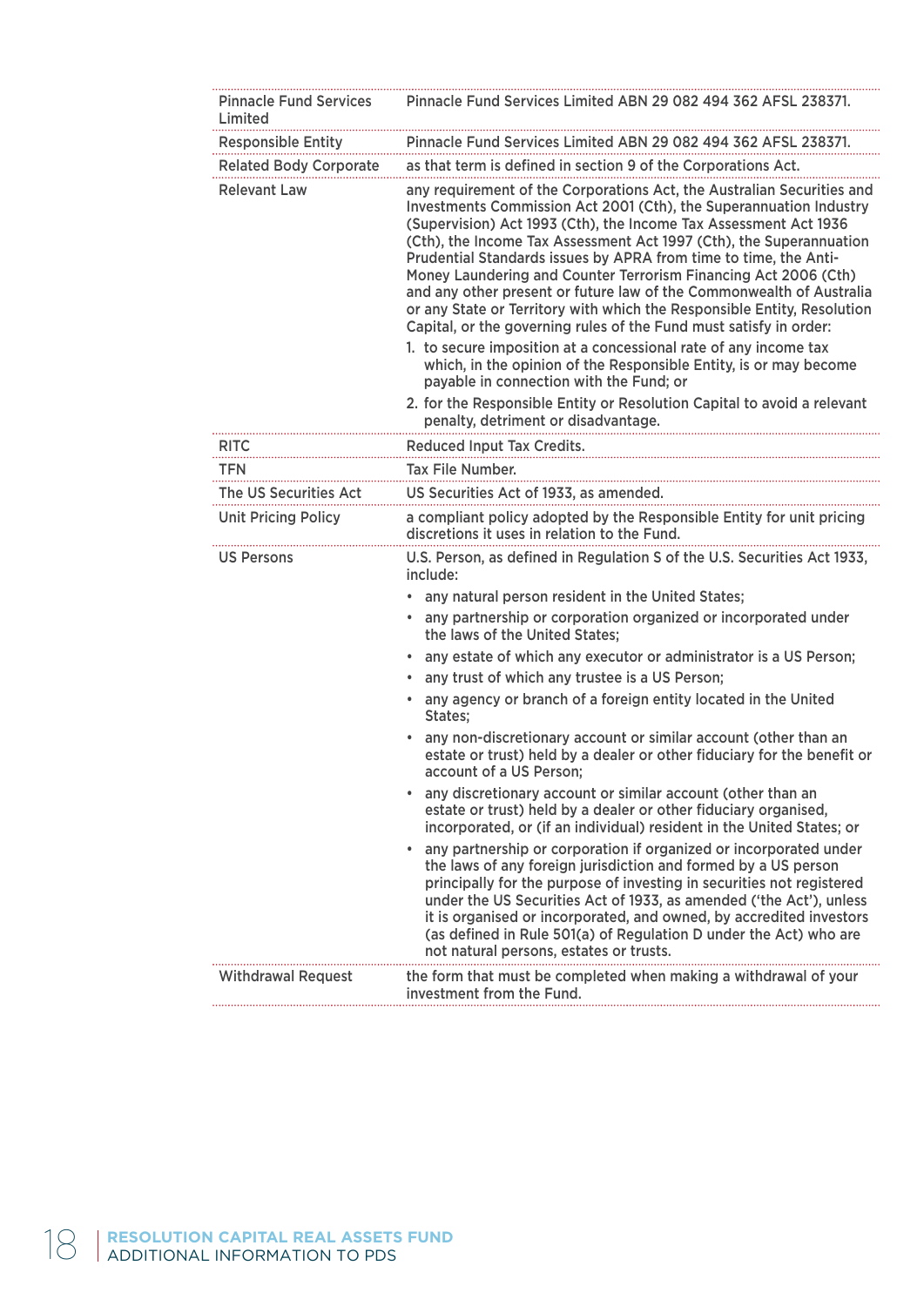| | |
|---|---|
| Pinnacle Fund Services Limited | Pinnacle Fund Services Limited ABN 29 082 494 362 AFSL 238371. |
| Responsible Entity | Pinnacle Fund Services Limited ABN 29 082 494 362 AFSL 238371. |
| Related Body Corporate | as that term is defined in section 9 of the Corporations Act. |
| Relevant Law | any requirement of the Corporations Act, the Australian Securities and Investments Commission Act 2001 (Cth), the Superannuation Industry (Supervision) Act 1993 (Cth), the Income Tax Assessment Act 1936 (Cth), the Income Tax Assessment Act 1997 (Cth), the Superannuation Prudential Standards issues by APRA from time to time, the Anti-Money Laundering and Counter Terrorism Financing Act 2006 (Cth) and any other present or future law of the Commonwealth of Australia or any State or Territory with which the Responsible Entity, Resolution Capital, or the governing rules of the Fund must satisfy in order:<br>1. to secure imposition at a concessional rate of any income tax which, in the opinion of the Responsible Entity, is or may become payable in connection with the Fund; or<br>2. for the Responsible Entity or Resolution Capital to avoid a relevant penalty, detriment or disadvantage. |
| RITC | Reduced Input Tax Credits. |
| TFN | Tax File Number. |
| The US Securities Act | US Securities Act of 1933, as amended. |
| Unit Pricing Policy | a compliant policy adopted by the Responsible Entity for unit pricing discretions it uses in relation to the Fund. |
| US Persons | U.S. Person, as defined in Regulation S of the U.S. Securities Act 1933, include:<br>• any natural person resident in the United States;<br>• any partnership or corporation organized or incorporated under the laws of the United States;<br>• any estate of which any executor or administrator is a US Person;<br>• any trust of which any trustee is a US Person;<br>• any agency or branch of a foreign entity located in the United States;<br>• any non-discretionary account or similar account (other than an estate or trust) held by a dealer or other fiduciary for the benefit or account of a US Person;<br>• any discretionary account or similar account (other than an estate or trust) held by a dealer or other fiduciary organised, incorporated, or (if an individual) resident in the United States; or<br>• any partnership or corporation if organized or incorporated under the laws of any foreign jurisdiction and formed by a US person principally for the purpose of investing in securities not registered under the US Securities Act of 1933, as amended ('the Act'), unless it is organised or incorporated, and owned, by accredited investors (as defined in Rule 501(a) of Regulation D under the Act) who are not natural persons, estates or trusts. |
| Withdrawal Request | the form that must be completed when making a withdrawal of your investment from the Fund. |